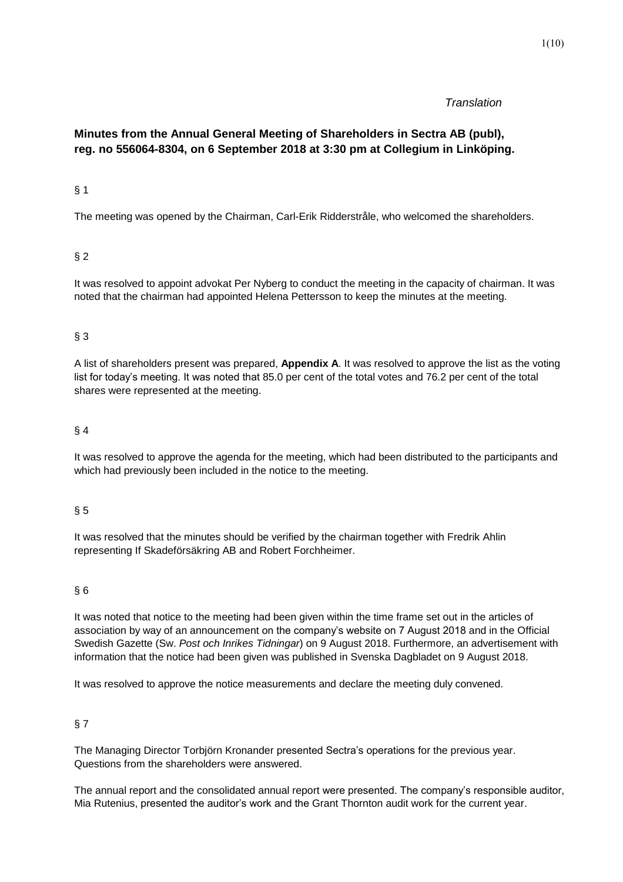*Translation*

**Minutes from the Annual General Meeting of Shareholders in Sectra AB (publ), reg. no 556064-8304, on 6 September 2018 at 3:30 pm at Collegium in Linköping.**

§ 1

The meeting was opened by the Chairman, Carl-Erik Ridderstråle, who welcomed the shareholders.

§ 2

It was resolved to appoint advokat Per Nyberg to conduct the meeting in the capacity of chairman. It was noted that the chairman had appointed Helena Pettersson to keep the minutes at the meeting.

§ 3

A list of shareholders present was prepared, **Appendix A**. It was resolved to approve the list as the voting list for today's meeting. It was noted that 85.0 per cent of the total votes and 76.2 per cent of the total shares were represented at the meeting.

§ 4

It was resolved to approve the agenda for the meeting, which had been distributed to the participants and which had previously been included in the notice to the meeting.

§ 5

It was resolved that the minutes should be verified by the chairman together with Fredrik Ahlin representing If Skadeförsäkring AB and Robert Forchheimer.

§ 6

It was noted that notice to the meeting had been given within the time frame set out in the articles of association by way of an announcement on the company's website on 7 August 2018 and in the Official Swedish Gazette (Sw. *Post och Inrikes Tidningar*) on 9 August 2018. Furthermore, an advertisement with information that the notice had been given was published in Svenska Dagbladet on 9 August 2018.

It was resolved to approve the notice measurements and declare the meeting duly convened.

§ 7

The Managing Director Torbjörn Kronander presented Sectra's operations for the previous year. Questions from the shareholders were answered.

The annual report and the consolidated annual report were presented. The company's responsible auditor, Mia Rutenius, presented the auditor's work and the Grant Thornton audit work for the current year.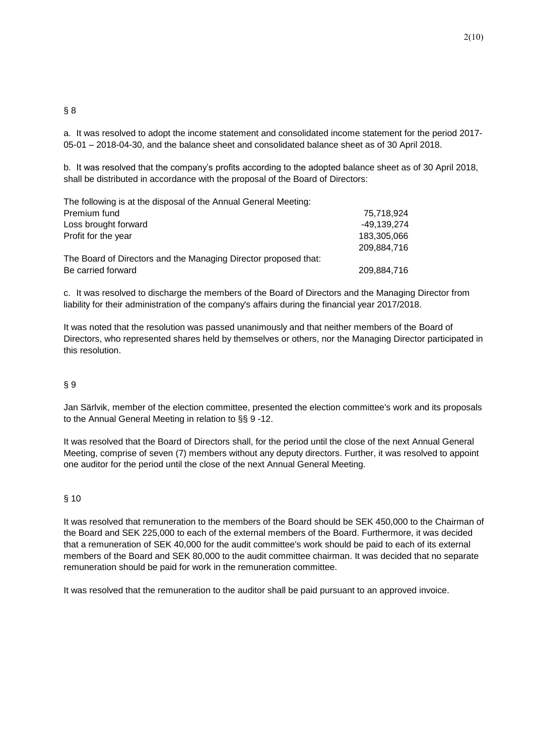§ 8

a. It was resolved to adopt the income statement and consolidated income statement for the period 2017-05-01 – 2018-04-30, and the balance sheet and consolidated balance sheet as of 30 April 2018.

b. It was resolved that the company's profits according to the adopted balance sheet as of 30 April 2018, shall be distributed in accordance with the proposal of the Board of Directors:

| The following is at the disposal of the Annual General Meeting: | |
|---|---|
| Premium fund | 75,718,924 |
| Loss brought forward | -49,139,274 |
| Profit for the year | 183,305,066 |
| | 209,884,716 |
| The Board of Directors and the Managing Director proposed that: | |
| Be carried forward | 209,884,716 |

c. It was resolved to discharge the members of the Board of Directors and the Managing Director from liability for their administration of the company's affairs during the financial year 2017/2018.

It was noted that the resolution was passed unanimously and that neither members of the Board of Directors, who represented shares held by themselves or others, nor the Managing Director participated in this resolution.

§ 9

Jan Särlvik, member of the election committee, presented the election committee's work and its proposals to the Annual General Meeting in relation to §§ 9 -12.

It was resolved that the Board of Directors shall, for the period until the close of the next Annual General Meeting, comprise of seven (7) members without any deputy directors. Further, it was resolved to appoint one auditor for the period until the close of the next Annual General Meeting.

§ 10

It was resolved that remuneration to the members of the Board should be SEK 450,000 to the Chairman of the Board and SEK 225,000 to each of the external members of the Board. Furthermore, it was decided that a remuneration of SEK 40,000 for the audit committee's work should be paid to each of its external members of the Board and SEK 80,000 to the audit committee chairman. It was decided that no separate remuneration should be paid for work in the remuneration committee.

It was resolved that the remuneration to the auditor shall be paid pursuant to an approved invoice.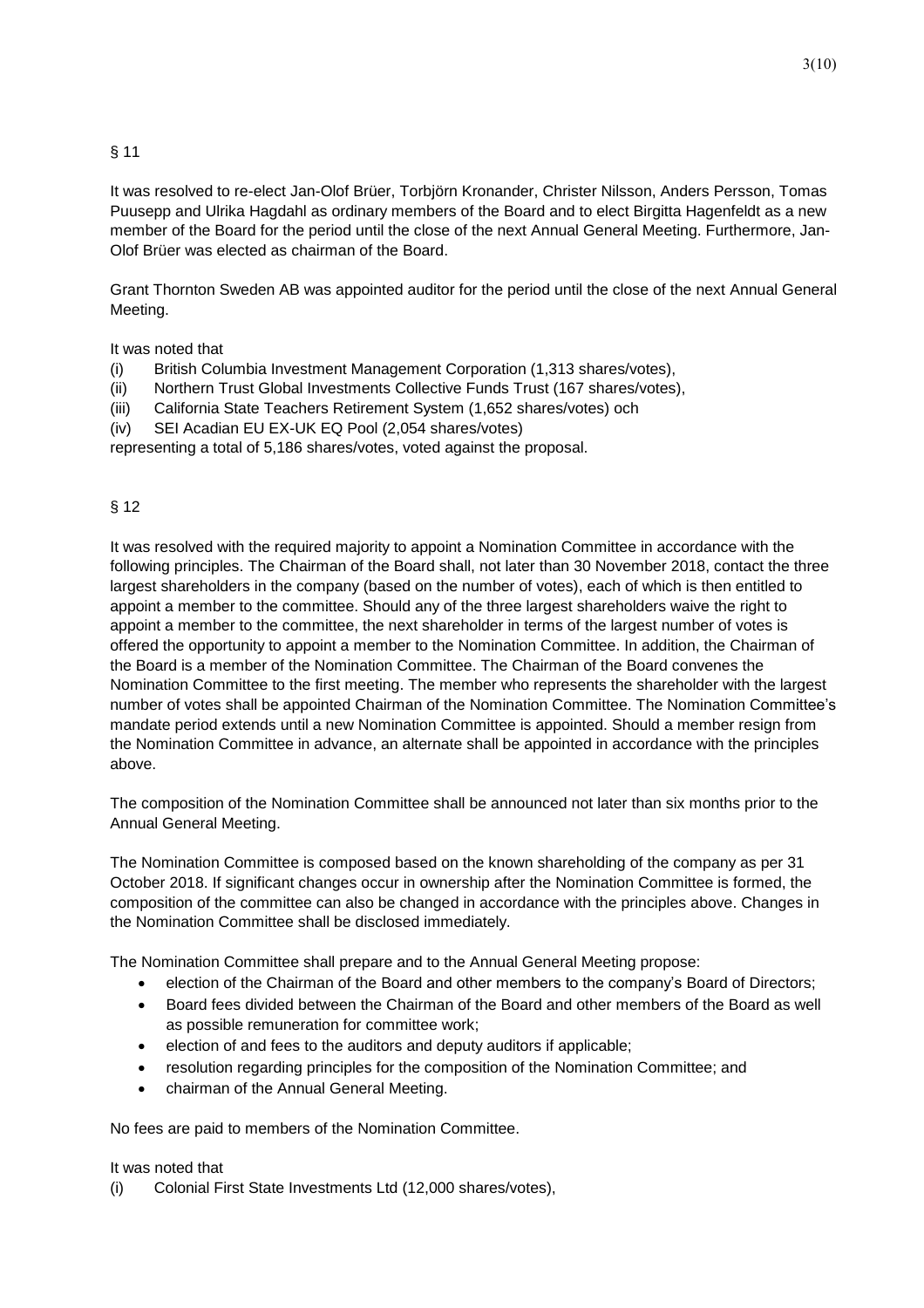§ 11

It was resolved to re-elect Jan-Olof Brüer, Torbjörn Kronander, Christer Nilsson, Anders Persson, Tomas Puusepp and Ulrika Hagdahl as ordinary members of the Board and to elect Birgitta Hagenfeldt as a new member of the Board for the period until the close of the next Annual General Meeting. Furthermore, Jan-Olof Brüer was elected as chairman of the Board.

Grant Thornton Sweden AB was appointed auditor for the period until the close of the next Annual General Meeting.

It was noted that

(i) British Columbia Investment Management Corporation (1,313 shares/votes),
(ii) Northern Trust Global Investments Collective Funds Trust (167 shares/votes),
(iii) California State Teachers Retirement System (1,652 shares/votes) och
(iv) SEI Acadian EU EX-UK EQ Pool (2,054 shares/votes)

representing a total of 5,186 shares/votes, voted against the proposal.

§ 12

It was resolved with the required majority to appoint a Nomination Committee in accordance with the following principles. The Chairman of the Board shall, not later than 30 November 2018, contact the three largest shareholders in the company (based on the number of votes), each of which is then entitled to appoint a member to the committee. Should any of the three largest shareholders waive the right to appoint a member to the committee, the next shareholder in terms of the largest number of votes is offered the opportunity to appoint a member to the Nomination Committee. In addition, the Chairman of the Board is a member of the Nomination Committee. The Chairman of the Board convenes the Nomination Committee to the first meeting. The member who represents the shareholder with the largest number of votes shall be appointed Chairman of the Nomination Committee. The Nomination Committee's mandate period extends until a new Nomination Committee is appointed. Should a member resign from the Nomination Committee in advance, an alternate shall be appointed in accordance with the principles above.

The composition of the Nomination Committee shall be announced not later than six months prior to the Annual General Meeting.

The Nomination Committee is composed based on the known shareholding of the company as per 31 October 2018. If significant changes occur in ownership after the Nomination Committee is formed, the composition of the committee can also be changed in accordance with the principles above. Changes in the Nomination Committee shall be disclosed immediately.

The Nomination Committee shall prepare and to the Annual General Meeting propose:

- election of the Chairman of the Board and other members to the company's Board of Directors;
- Board fees divided between the Chairman of the Board and other members of the Board as well as possible remuneration for committee work;
- election of and fees to the auditors and deputy auditors if applicable;
- resolution regarding principles for the composition of the Nomination Committee; and
- chairman of the Annual General Meeting.

No fees are paid to members of the Nomination Committee.

It was noted that

(i) Colonial First State Investments Ltd (12,000 shares/votes),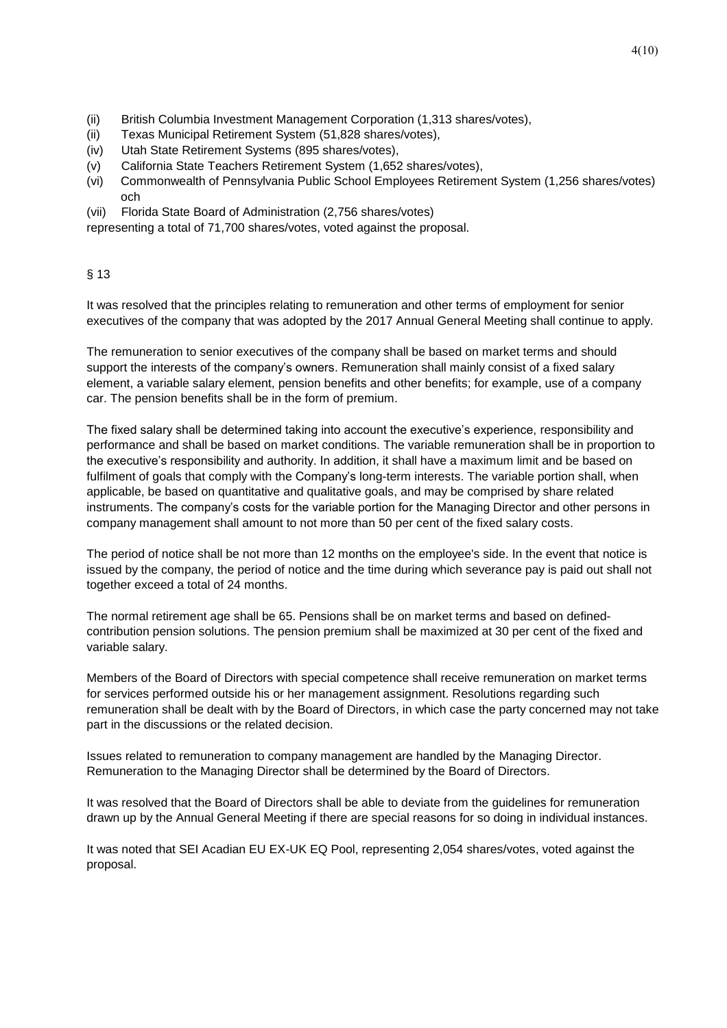(ii) British Columbia Investment Management Corporation (1,313 shares/votes),
(ii) Texas Municipal Retirement System (51,828 shares/votes),
(iv) Utah State Retirement Systems (895 shares/votes),
(v) California State Teachers Retirement System (1,652 shares/votes),
(vi) Commonwealth of Pennsylvania Public School Employees Retirement System (1,256 shares/votes) och
(vii) Florida State Board of Administration (2,756 shares/votes)

representing a total of 71,700 shares/votes, voted against the proposal.

§ 13

It was resolved that the principles relating to remuneration and other terms of employment for senior executives of the company that was adopted by the 2017 Annual General Meeting shall continue to apply.

The remuneration to senior executives of the company shall be based on market terms and should support the interests of the company's owners. Remuneration shall mainly consist of a fixed salary element, a variable salary element, pension benefits and other benefits; for example, use of a company car. The pension benefits shall be in the form of premium.

The fixed salary shall be determined taking into account the executive's experience, responsibility and performance and shall be based on market conditions. The variable remuneration shall be in proportion to the executive's responsibility and authority. In addition, it shall have a maximum limit and be based on fulfilment of goals that comply with the Company's long-term interests. The variable portion shall, when applicable, be based on quantitative and qualitative goals, and may be comprised by share related instruments. The company's costs for the variable portion for the Managing Director and other persons in company management shall amount to not more than 50 per cent of the fixed salary costs.

The period of notice shall be not more than 12 months on the employee's side. In the event that notice is issued by the company, the period of notice and the time during which severance pay is paid out shall not together exceed a total of 24 months.

The normal retirement age shall be 65. Pensions shall be on market terms and based on defined-contribution pension solutions. The pension premium shall be maximized at 30 per cent of the fixed and variable salary.

Members of the Board of Directors with special competence shall receive remuneration on market terms for services performed outside his or her management assignment. Resolutions regarding such remuneration shall be dealt with by the Board of Directors, in which case the party concerned may not take part in the discussions or the related decision.

Issues related to remuneration to company management are handled by the Managing Director. Remuneration to the Managing Director shall be determined by the Board of Directors.

It was resolved that the Board of Directors shall be able to deviate from the guidelines for remuneration drawn up by the Annual General Meeting if there are special reasons for so doing in individual instances.

It was noted that SEI Acadian EU EX-UK EQ Pool, representing 2,054 shares/votes, voted against the proposal.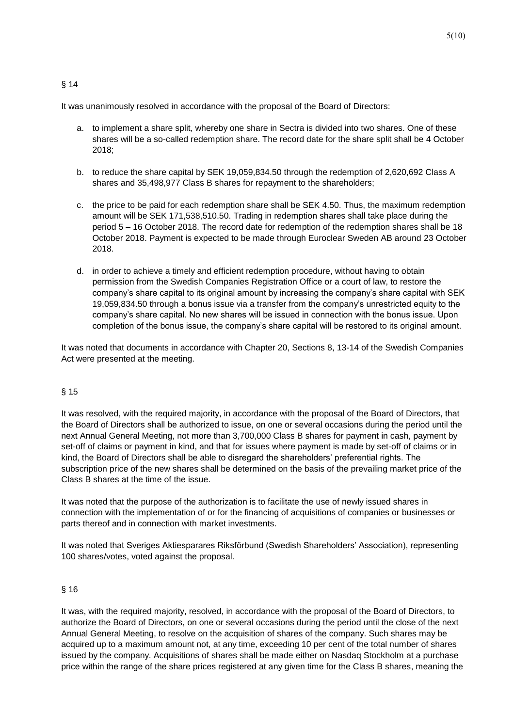§ 14

It was unanimously resolved in accordance with the proposal of the Board of Directors:

a. to implement a share split, whereby one share in Sectra is divided into two shares. One of these shares will be a so-called redemption share. The record date for the share split shall be 4 October 2018;

b. to reduce the share capital by SEK 19,059,834.50 through the redemption of 2,620,692 Class A shares and 35,498,977 Class B shares for repayment to the shareholders;

c. the price to be paid for each redemption share shall be SEK 4.50. Thus, the maximum redemption amount will be SEK 171,538,510.50. Trading in redemption shares shall take place during the period 5 – 16 October 2018. The record date for redemption of the redemption shares shall be 18 October 2018. Payment is expected to be made through Euroclear Sweden AB around 23 October 2018.

d. in order to achieve a timely and efficient redemption procedure, without having to obtain permission from the Swedish Companies Registration Office or a court of law, to restore the company's share capital to its original amount by increasing the company's share capital with SEK 19,059,834.50 through a bonus issue via a transfer from the company's unrestricted equity to the company's share capital. No new shares will be issued in connection with the bonus issue. Upon completion of the bonus issue, the company's share capital will be restored to its original amount.

It was noted that documents in accordance with Chapter 20, Sections 8, 13-14 of the Swedish Companies Act were presented at the meeting.

§ 15

It was resolved, with the required majority, in accordance with the proposal of the Board of Directors, that the Board of Directors shall be authorized to issue, on one or several occasions during the period until the next Annual General Meeting, not more than 3,700,000 Class B shares for payment in cash, payment by set-off of claims or payment in kind, and that for issues where payment is made by set-off of claims or in kind, the Board of Directors shall be able to disregard the shareholders' preferential rights. The subscription price of the new shares shall be determined on the basis of the prevailing market price of the Class B shares at the time of the issue.

It was noted that the purpose of the authorization is to facilitate the use of newly issued shares in connection with the implementation of or for the financing of acquisitions of companies or businesses or parts thereof and in connection with market investments.

It was noted that Sveriges Aktiesparares Riksförbund (Swedish Shareholders' Association), representing 100 shares/votes, voted against the proposal.

§ 16

It was, with the required majority, resolved, in accordance with the proposal of the Board of Directors, to authorize the Board of Directors, on one or several occasions during the period until the close of the next Annual General Meeting, to resolve on the acquisition of shares of the company. Such shares may be acquired up to a maximum amount not, at any time, exceeding 10 per cent of the total number of shares issued by the company. Acquisitions of shares shall be made either on Nasdaq Stockholm at a purchase price within the range of the share prices registered at any given time for the Class B shares, meaning the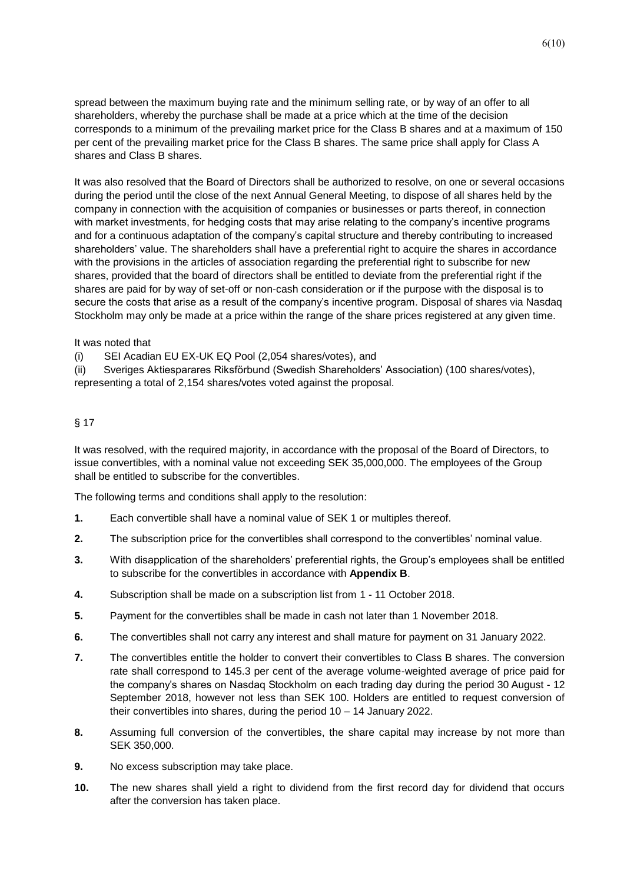spread between the maximum buying rate and the minimum selling rate, or by way of an offer to all shareholders, whereby the purchase shall be made at a price which at the time of the decision corresponds to a minimum of the prevailing market price for the Class B shares and at a maximum of 150 per cent of the prevailing market price for the Class B shares. The same price shall apply for Class A shares and Class B shares.

It was also resolved that the Board of Directors shall be authorized to resolve, on one or several occasions during the period until the close of the next Annual General Meeting, to dispose of all shares held by the company in connection with the acquisition of companies or businesses or parts thereof, in connection with market investments, for hedging costs that may arise relating to the company's incentive programs and for a continuous adaptation of the company's capital structure and thereby contributing to increased shareholders' value. The shareholders shall have a preferential right to acquire the shares in accordance with the provisions in the articles of association regarding the preferential right to subscribe for new shares, provided that the board of directors shall be entitled to deviate from the preferential right if the shares are paid for by way of set-off or non-cash consideration or if the purpose with the disposal is to secure the costs that arise as a result of the company's incentive program. Disposal of shares via Nasdaq Stockholm may only be made at a price within the range of the share prices registered at any given time.

It was noted that

(i) SEI Acadian EU EX-UK EQ Pool (2,054 shares/votes), and

(ii) Sveriges Aktiesparares Riksförbund (Swedish Shareholders' Association) (100 shares/votes), representing a total of 2,154 shares/votes voted against the proposal.

§ 17

It was resolved, with the required majority, in accordance with the proposal of the Board of Directors, to issue convertibles, with a nominal value not exceeding SEK 35,000,000. The employees of the Group shall be entitled to subscribe for the convertibles.

The following terms and conditions shall apply to the resolution:

**1.** Each convertible shall have a nominal value of SEK 1 or multiples thereof.

**2.** The subscription price for the convertibles shall correspond to the convertibles' nominal value.

**3.** With disapplication of the shareholders' preferential rights, the Group's employees shall be entitled to subscribe for the convertibles in accordance with **Appendix B**.

**4.** Subscription shall be made on a subscription list from 1 - 11 October 2018.

**5.** Payment for the convertibles shall be made in cash not later than 1 November 2018.

**6.** The convertibles shall not carry any interest and shall mature for payment on 31 January 2022.

**7.** The convertibles entitle the holder to convert their convertibles to Class B shares. The conversion rate shall correspond to 145.3 per cent of the average volume-weighted average of price paid for the company's shares on Nasdaq Stockholm on each trading day during the period 30 August - 12 September 2018, however not less than SEK 100. Holders are entitled to request conversion of their convertibles into shares, during the period 10 – 14 January 2022.

**8.** Assuming full conversion of the convertibles, the share capital may increase by not more than SEK 350,000.

**9.** No excess subscription may take place.

**10.** The new shares shall yield a right to dividend from the first record day for dividend that occurs after the conversion has taken place.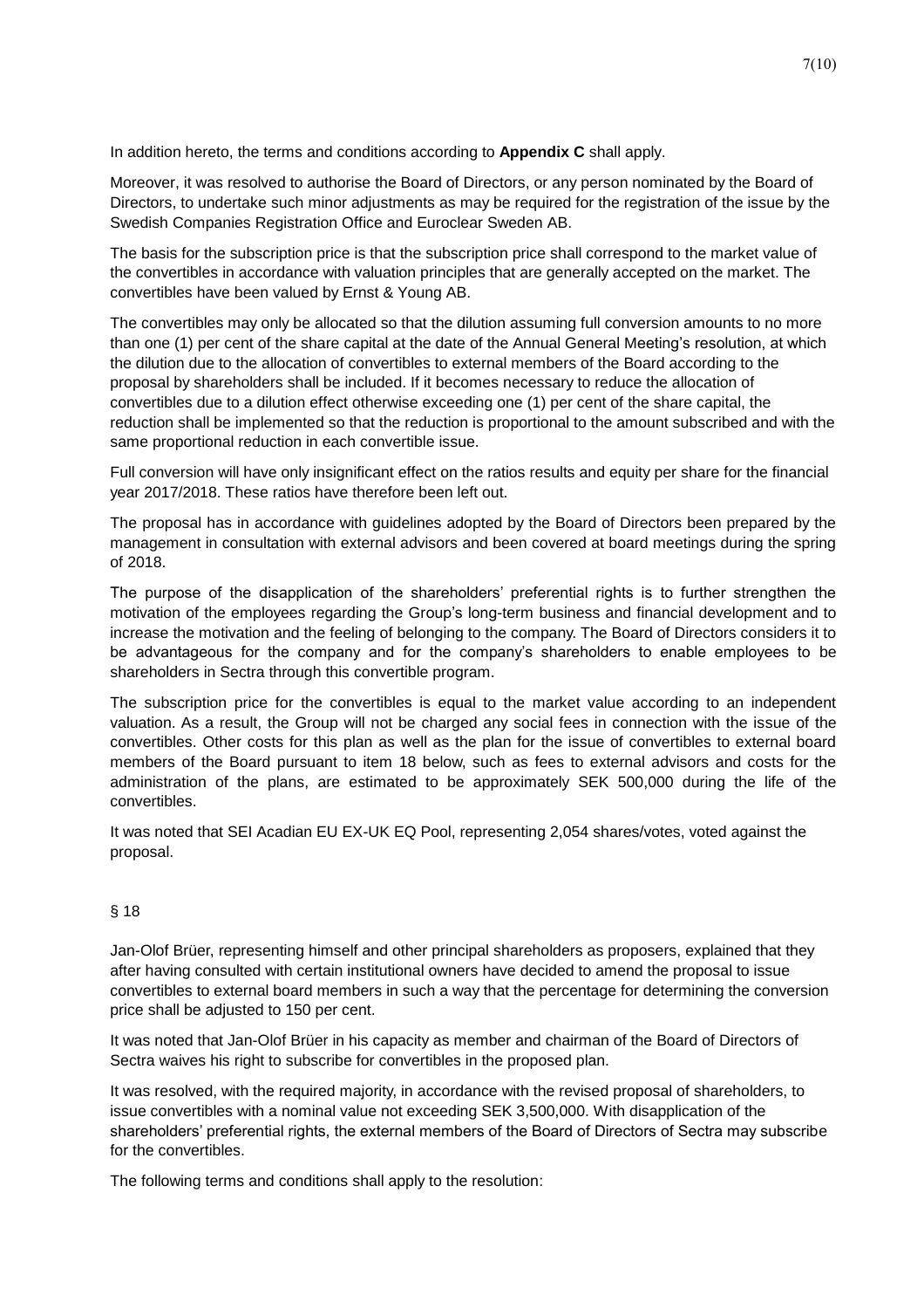In addition hereto, the terms and conditions according to **Appendix C** shall apply.

Moreover, it was resolved to authorise the Board of Directors, or any person nominated by the Board of Directors, to undertake such minor adjustments as may be required for the registration of the issue by the Swedish Companies Registration Office and Euroclear Sweden AB.

The basis for the subscription price is that the subscription price shall correspond to the market value of the convertibles in accordance with valuation principles that are generally accepted on the market. The convertibles have been valued by Ernst & Young AB.

The convertibles may only be allocated so that the dilution assuming full conversion amounts to no more than one (1) per cent of the share capital at the date of the Annual General Meeting's resolution, at which the dilution due to the allocation of convertibles to external members of the Board according to the proposal by shareholders shall be included. If it becomes necessary to reduce the allocation of convertibles due to a dilution effect otherwise exceeding one (1) per cent of the share capital, the reduction shall be implemented so that the reduction is proportional to the amount subscribed and with the same proportional reduction in each convertible issue.

Full conversion will have only insignificant effect on the ratios results and equity per share for the financial year 2017/2018. These ratios have therefore been left out.

The proposal has in accordance with guidelines adopted by the Board of Directors been prepared by the management in consultation with external advisors and been covered at board meetings during the spring of 2018.

The purpose of the disapplication of the shareholders' preferential rights is to further strengthen the motivation of the employees regarding the Group's long-term business and financial development and to increase the motivation and the feeling of belonging to the company. The Board of Directors considers it to be advantageous for the company and for the company's shareholders to enable employees to be shareholders in Sectra through this convertible program.

The subscription price for the convertibles is equal to the market value according to an independent valuation. As a result, the Group will not be charged any social fees in connection with the issue of the convertibles. Other costs for this plan as well as the plan for the issue of convertibles to external board members of the Board pursuant to item 18 below, such as fees to external advisors and costs for the administration of the plans, are estimated to be approximately SEK 500,000 during the life of the convertibles.

It was noted that SEI Acadian EU EX-UK EQ Pool, representing 2,054 shares/votes, voted against the proposal.

§ 18

Jan-Olof Brüer, representing himself and other principal shareholders as proposers, explained that they after having consulted with certain institutional owners have decided to amend the proposal to issue convertibles to external board members in such a way that the percentage for determining the conversion price shall be adjusted to 150 per cent.

It was noted that Jan-Olof Brüer in his capacity as member and chairman of the Board of Directors of Sectra waives his right to subscribe for convertibles in the proposed plan.

It was resolved, with the required majority, in accordance with the revised proposal of shareholders, to issue convertibles with a nominal value not exceeding SEK 3,500,000. With disapplication of the shareholders' preferential rights, the external members of the Board of Directors of Sectra may subscribe for the convertibles.

The following terms and conditions shall apply to the resolution: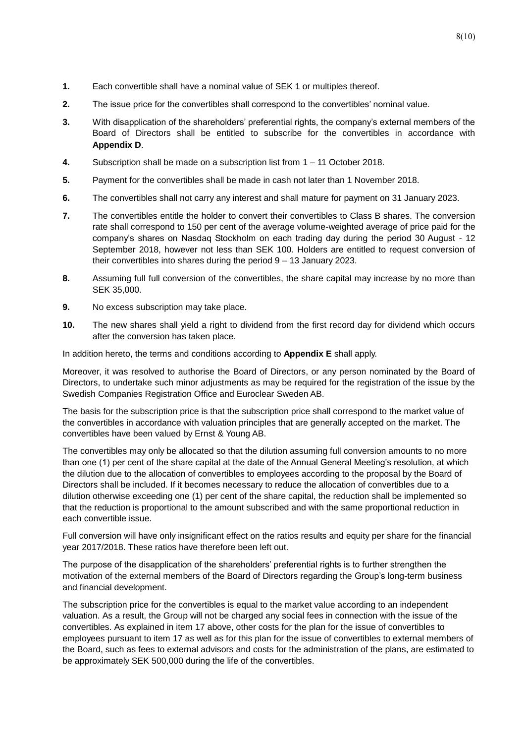1. Each convertible shall have a nominal value of SEK 1 or multiples thereof.
2. The issue price for the convertibles shall correspond to the convertibles' nominal value.
3. With disapplication of the shareholders' preferential rights, the company's external members of the Board of Directors shall be entitled to subscribe for the convertibles in accordance with **Appendix D**.
4. Subscription shall be made on a subscription list from 1 – 11 October 2018.
5. Payment for the convertibles shall be made in cash not later than 1 November 2018.
6. The convertibles shall not carry any interest and shall mature for payment on 31 January 2023.
7. The convertibles entitle the holder to convert their convertibles to Class B shares. The conversion rate shall correspond to 150 per cent of the average volume-weighted average of price paid for the company's shares on Nasdaq Stockholm on each trading day during the period 30 August - 12 September 2018, however not less than SEK 100. Holders are entitled to request conversion of their convertibles into shares during the period 9 – 13 January 2023.
8. Assuming full full conversion of the convertibles, the share capital may increase by no more than SEK 35,000.
9. No excess subscription may take place.
10. The new shares shall yield a right to dividend from the first record day for dividend which occurs after the conversion has taken place.

In addition hereto, the terms and conditions according to **Appendix E** shall apply.

Moreover, it was resolved to authorise the Board of Directors, or any person nominated by the Board of Directors, to undertake such minor adjustments as may be required for the registration of the issue by the Swedish Companies Registration Office and Euroclear Sweden AB.

The basis for the subscription price is that the subscription price shall correspond to the market value of the convertibles in accordance with valuation principles that are generally accepted on the market. The convertibles have been valued by Ernst & Young AB.

The convertibles may only be allocated so that the dilution assuming full conversion amounts to no more than one (1) per cent of the share capital at the date of the Annual General Meeting's resolution, at which the dilution due to the allocation of convertibles to employees according to the proposal by the Board of Directors shall be included. If it becomes necessary to reduce the allocation of convertibles due to a dilution otherwise exceeding one (1) per cent of the share capital, the reduction shall be implemented so that the reduction is proportional to the amount subscribed and with the same proportional reduction in each convertible issue.

Full conversion will have only insignificant effect on the ratios results and equity per share for the financial year 2017/2018. These ratios have therefore been left out.

The purpose of the disapplication of the shareholders' preferential rights is to further strengthen the motivation of the external members of the Board of Directors regarding the Group's long-term business and financial development.

The subscription price for the convertibles is equal to the market value according to an independent valuation. As a result, the Group will not be charged any social fees in connection with the issue of the convertibles. As explained in item 17 above, other costs for the plan for the issue of convertibles to employees pursuant to item 17 as well as for this plan for the issue of convertibles to external members of the Board, such as fees to external advisors and costs for the administration of the plans, are estimated to be approximately SEK 500,000 during the life of the convertibles.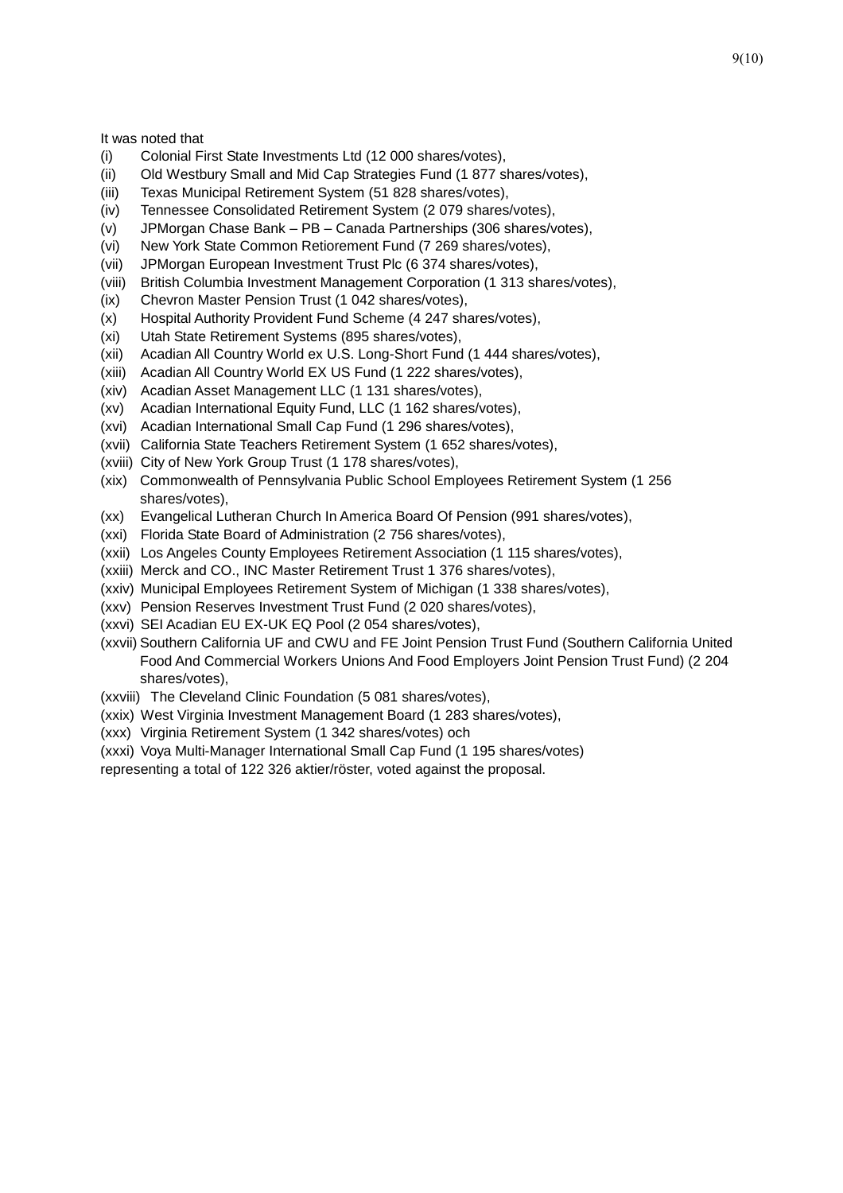It was noted that

(i) Colonial First State Investments Ltd (12 000 shares/votes),
(ii) Old Westbury Small and Mid Cap Strategies Fund (1 877 shares/votes),
(iii) Texas Municipal Retirement System (51 828 shares/votes),
(iv) Tennessee Consolidated Retirement System (2 079 shares/votes),
(v) JPMorgan Chase Bank – PB – Canada Partnerships (306 shares/votes),
(vi) New York State Common Retiorement Fund (7 269 shares/votes),
(vii) JPMorgan European Investment Trust Plc (6 374 shares/votes),
(viii) British Columbia Investment Management Corporation (1 313 shares/votes),
(ix) Chevron Master Pension Trust (1 042 shares/votes),
(x) Hospital Authority Provident Fund Scheme (4 247 shares/votes),
(xi) Utah State Retirement Systems (895 shares/votes),
(xii) Acadian All Country World ex U.S. Long-Short Fund (1 444 shares/votes),
(xiii) Acadian All Country World EX US Fund (1 222 shares/votes),
(xiv) Acadian Asset Management LLC (1 131 shares/votes),
(xv) Acadian International Equity Fund, LLC (1 162 shares/votes),
(xvi) Acadian International Small Cap Fund (1 296 shares/votes),
(xvii) California State Teachers Retirement System (1 652 shares/votes),
(xviii) City of New York Group Trust (1 178 shares/votes),
(xix) Commonwealth of Pennsylvania Public School Employees Retirement System (1 256 shares/votes),
(xx) Evangelical Lutheran Church In America Board Of Pension (991 shares/votes),
(xxi) Florida State Board of Administration (2 756 shares/votes),
(xxii) Los Angeles County Employees Retirement Association (1 115 shares/votes),
(xxiii) Merck and CO., INC Master Retirement Trust 1 376 shares/votes),
(xxiv) Municipal Employees Retirement System of Michigan (1 338 shares/votes),
(xxv) Pension Reserves Investment Trust Fund (2 020 shares/votes),
(xxvi) SEI Acadian EU EX-UK EQ Pool (2 054 shares/votes),
(xxvii) Southern California UF and CWU and FE Joint Pension Trust Fund (Southern California United Food And Commercial Workers Unions And Food Employers Joint Pension Trust Fund) (2 204 shares/votes),
(xxviii) The Cleveland Clinic Foundation (5 081 shares/votes),
(xxix) West Virginia Investment Management Board (1 283 shares/votes),
(xxx) Virginia Retirement System (1 342 shares/votes) och
(xxxi) Voya Multi-Manager International Small Cap Fund (1 195 shares/votes)

representing a total of 122 326 aktier/röster, voted against the proposal.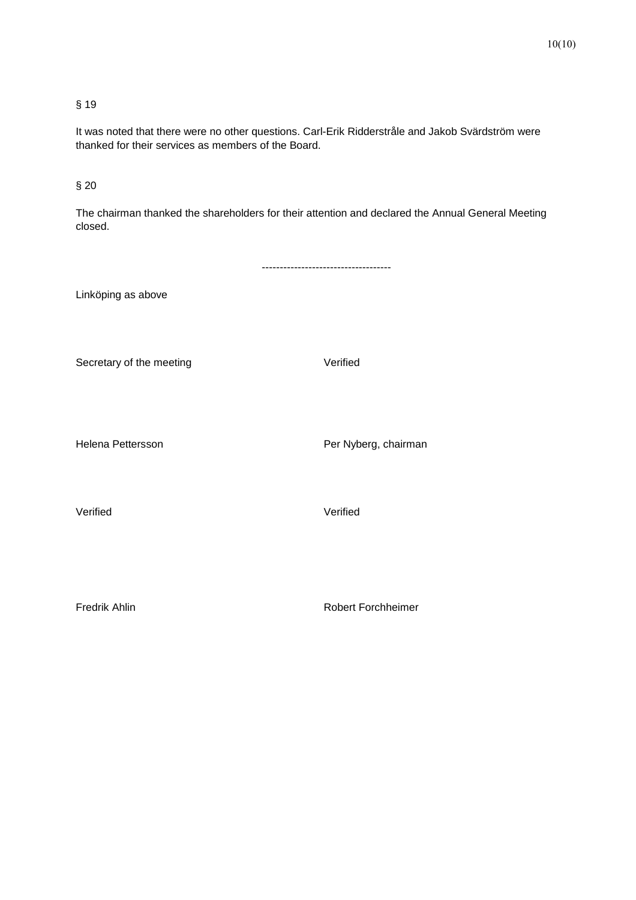§ 19

It was noted that there were no other questions. Carl-Erik Ridderstråle and Jakob Svärdström were thanked for their services as members of the Board.

§ 20

The chairman thanked the shareholders for their attention and declared the Annual General Meeting closed.

------------------------------------

Linköping as above

| Secretary of the meeting | Verified |
|---|---|
| Helena Pettersson | Per Nyberg, chairman |
| Verified | Verified |
| Fredrik Ahlin | Robert Forchheimer |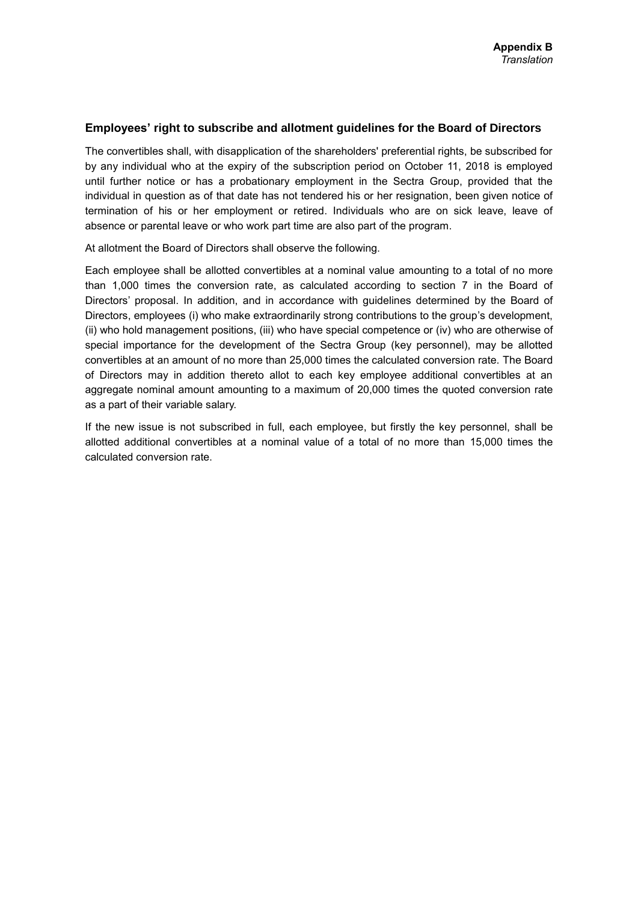**Appendix B**
*Translation*

## Employees' right to subscribe and allotment guidelines for the Board of Directors

The convertibles shall, with disapplication of the shareholders' preferential rights, be subscribed for by any individual who at the expiry of the subscription period on October 11, 2018 is employed until further notice or has a probationary employment in the Sectra Group, provided that the individual in question as of that date has not tendered his or her resignation, been given notice of termination of his or her employment or retired. Individuals who are on sick leave, leave of absence or parental leave or who work part time are also part of the program.

At allotment the Board of Directors shall observe the following.

Each employee shall be allotted convertibles at a nominal value amounting to a total of no more than 1,000 times the conversion rate, as calculated according to section 7 in the Board of Directors' proposal. In addition, and in accordance with guidelines determined by the Board of Directors, employees (i) who make extraordinarily strong contributions to the group's development, (ii) who hold management positions, (iii) who have special competence or (iv) who are otherwise of special importance for the development of the Sectra Group (key personnel), may be allotted convertibles at an amount of no more than 25,000 times the calculated conversion rate. The Board of Directors may in addition thereto allot to each key employee additional convertibles at an aggregate nominal amount amounting to a maximum of 20,000 times the quoted conversion rate as a part of their variable salary.

If the new issue is not subscribed in full, each employee, but firstly the key personnel, shall be allotted additional convertibles at a nominal value of a total of no more than 15,000 times the calculated conversion rate.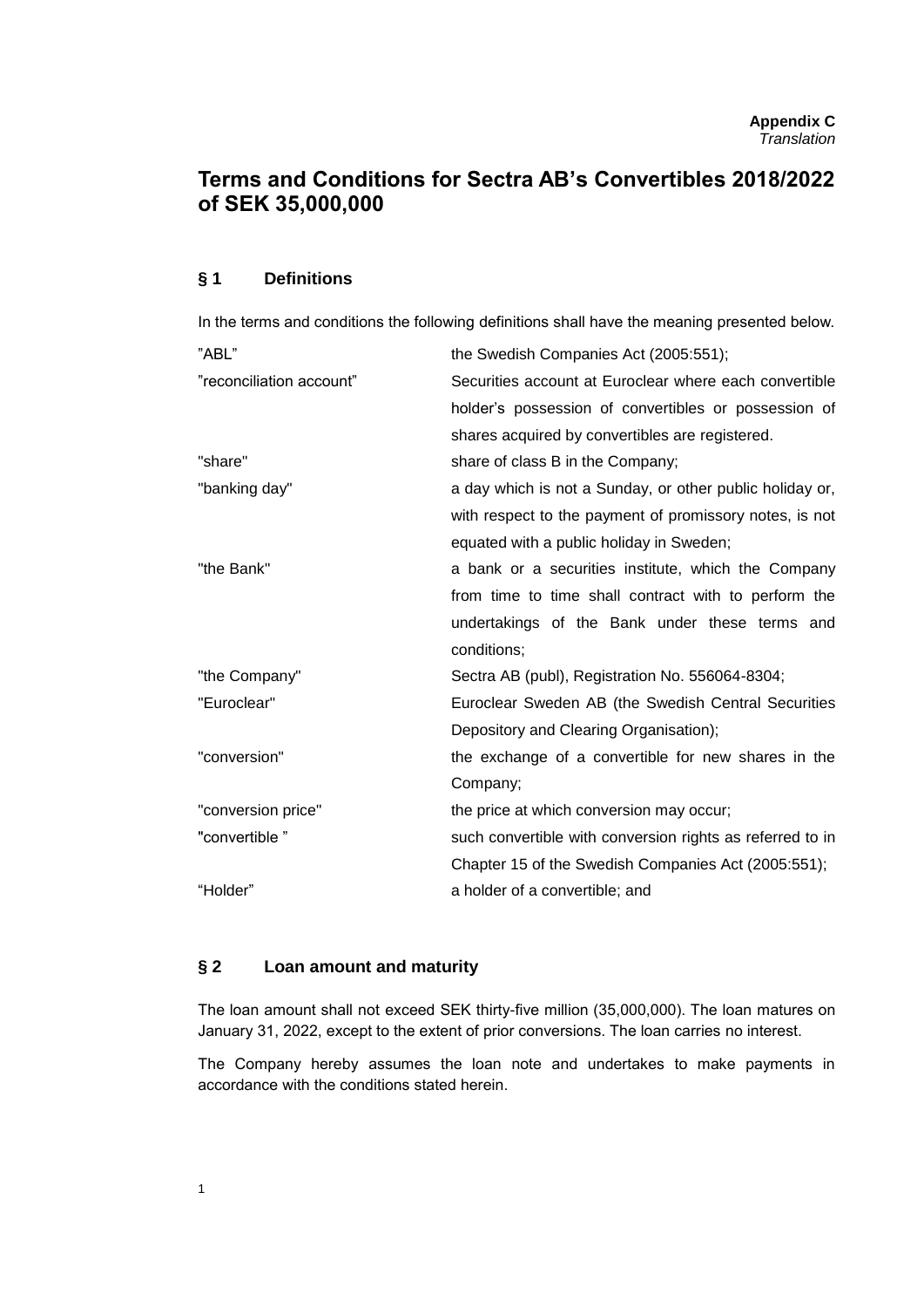**Appendix C**
*Translation*

# Terms and Conditions for Sectra AB's Convertibles 2018/2022 of SEK 35,000,000

## § 1 Definitions

In the terms and conditions the following definitions shall have the meaning presented below.

| | |
|---|---|
| "ABL" | the Swedish Companies Act (2005:551); |
| "reconciliation account" | Securities account at Euroclear where each convertible holder's possession of convertibles or possession of shares acquired by convertibles are registered. |
| "share" | share of class B in the Company; |
| "banking day" | a day which is not a Sunday, or other public holiday or, with respect to the payment of promissory notes, is not equated with a public holiday in Sweden; |
| "the Bank" | a bank or a securities institute, which the Company from time to time shall contract with to perform the undertakings of the Bank under these terms and conditions; |
| "the Company" | Sectra AB (publ), Registration No. 556064-8304; |
| "Euroclear" | Euroclear Sweden AB (the Swedish Central Securities Depository and Clearing Organisation); |
| "conversion" | the exchange of a convertible for new shares in the Company; |
| "conversion price" | the price at which conversion may occur; |
| "convertible " | such convertible with conversion rights as referred to in Chapter 15 of the Swedish Companies Act (2005:551); |
| "Holder" | a holder of a convertible; and |

## § 2 Loan amount and maturity

The loan amount shall not exceed SEK thirty-five million (35,000,000). The loan matures on January 31, 2022, except to the extent of prior conversions. The loan carries no interest.

The Company hereby assumes the loan note and undertakes to make payments in accordance with the conditions stated herein.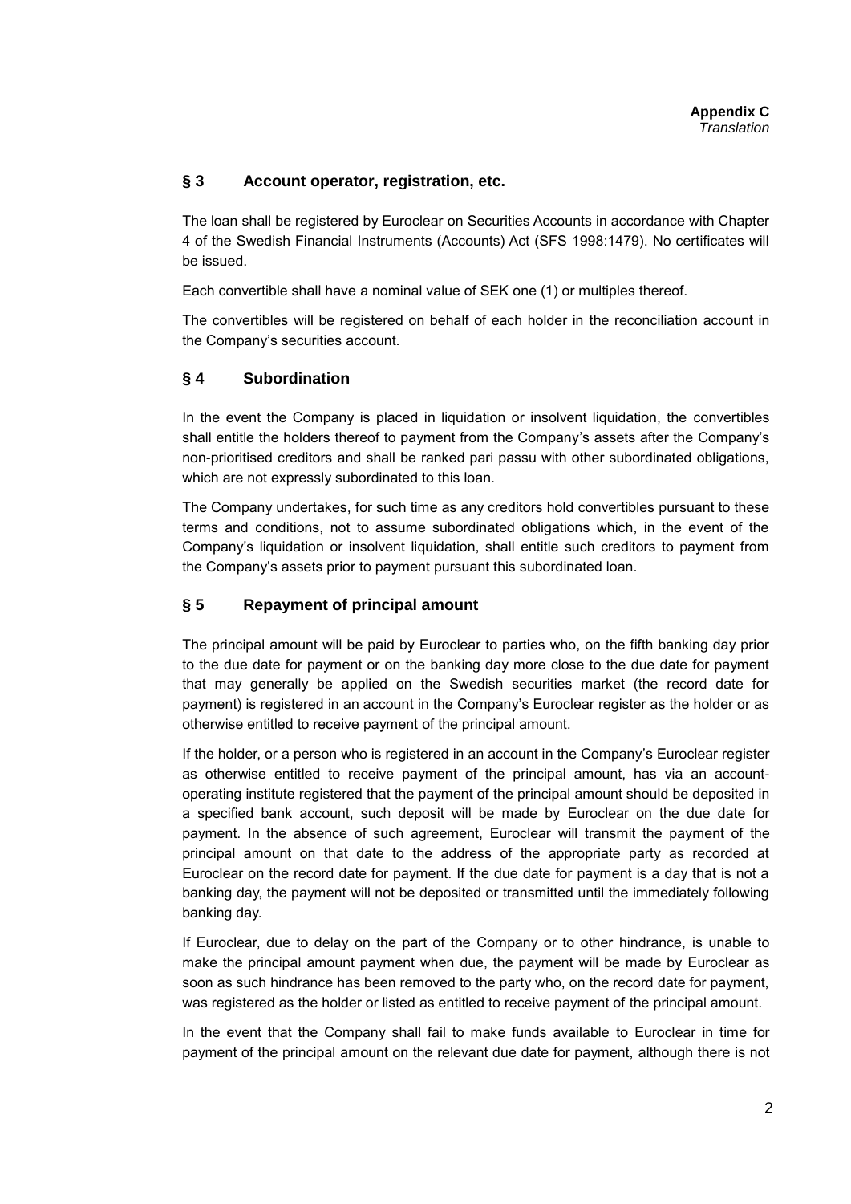**Appendix C**
*Translation*

## § 3 Account operator, registration, etc.

The loan shall be registered by Euroclear on Securities Accounts in accordance with Chapter 4 of the Swedish Financial Instruments (Accounts) Act (SFS 1998:1479). No certificates will be issued.

Each convertible shall have a nominal value of SEK one (1) or multiples thereof.

The convertibles will be registered on behalf of each holder in the reconciliation account in the Company's securities account.

## § 4 Subordination

In the event the Company is placed in liquidation or insolvent liquidation, the convertibles shall entitle the holders thereof to payment from the Company's assets after the Company's non-prioritised creditors and shall be ranked pari passu with other subordinated obligations, which are not expressly subordinated to this loan.

The Company undertakes, for such time as any creditors hold convertibles pursuant to these terms and conditions, not to assume subordinated obligations which, in the event of the Company's liquidation or insolvent liquidation, shall entitle such creditors to payment from the Company's assets prior to payment pursuant this subordinated loan.

## § 5 Repayment of principal amount

The principal amount will be paid by Euroclear to parties who, on the fifth banking day prior to the due date for payment or on the banking day more close to the due date for payment that may generally be applied on the Swedish securities market (the record date for payment) is registered in an account in the Company's Euroclear register as the holder or as otherwise entitled to receive payment of the principal amount.

If the holder, or a person who is registered in an account in the Company's Euroclear register as otherwise entitled to receive payment of the principal amount, has via an account-operating institute registered that the payment of the principal amount should be deposited in a specified bank account, such deposit will be made by Euroclear on the due date for payment. In the absence of such agreement, Euroclear will transmit the payment of the principal amount on that date to the address of the appropriate party as recorded at Euroclear on the record date for payment. If the due date for payment is a day that is not a banking day, the payment will not be deposited or transmitted until the immediately following banking day.

If Euroclear, due to delay on the part of the Company or to other hindrance, is unable to make the principal amount payment when due, the payment will be made by Euroclear as soon as such hindrance has been removed to the party who, on the record date for payment, was registered as the holder or listed as entitled to receive payment of the principal amount.

In the event that the Company shall fail to make funds available to Euroclear in time for payment of the principal amount on the relevant due date for payment, although there is not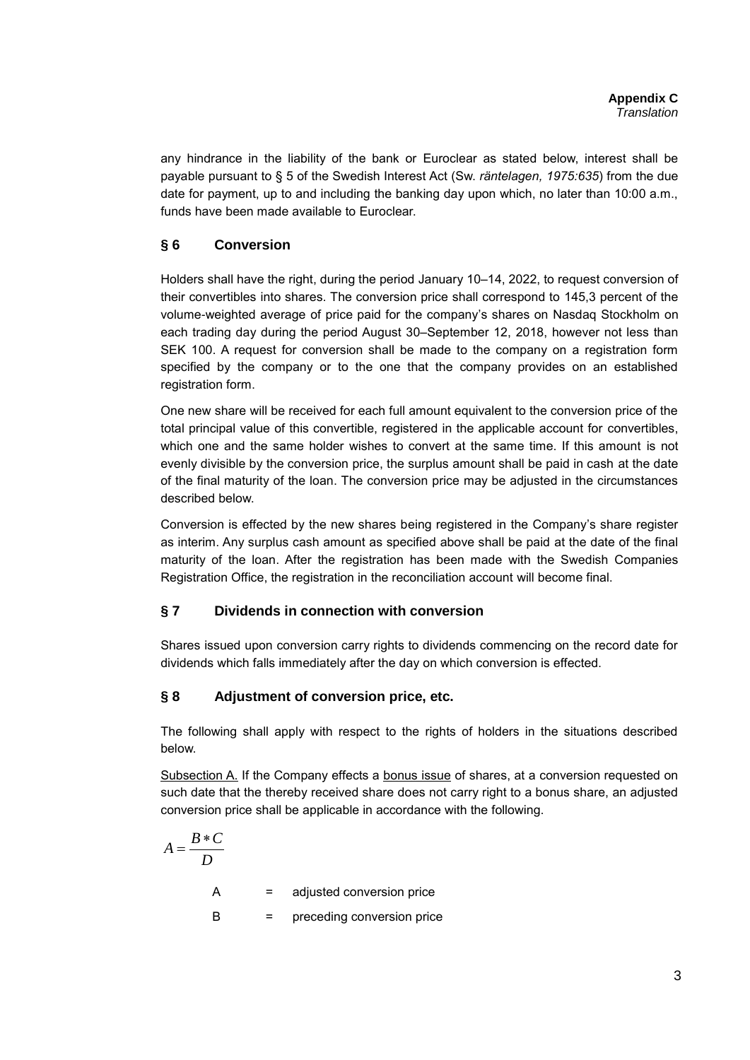any hindrance in the liability of the bank or Euroclear as stated below, interest shall be payable pursuant to § 5 of the Swedish Interest Act (Sw. *räntelagen, 1975:635*) from the due date for payment, up to and including the banking day upon which, no later than 10:00 a.m., funds have been made available to Euroclear.

## § 6 Conversion

Holders shall have the right, during the period January 10–14, 2022, to request conversion of their convertibles into shares. The conversion price shall correspond to 145,3 percent of the volume-weighted average of price paid for the company's shares on Nasdaq Stockholm on each trading day during the period August 30–September 12, 2018, however not less than SEK 100. A request for conversion shall be made to the company on a registration form specified by the company or to the one that the company provides on an established registration form.

One new share will be received for each full amount equivalent to the conversion price of the total principal value of this convertible, registered in the applicable account for convertibles, which one and the same holder wishes to convert at the same time. If this amount is not evenly divisible by the conversion price, the surplus amount shall be paid in cash at the date of the final maturity of the loan. The conversion price may be adjusted in the circumstances described below.

Conversion is effected by the new shares being registered in the Company's share register as interim. Any surplus cash amount as specified above shall be paid at the date of the final maturity of the loan. After the registration has been made with the Swedish Companies Registration Office, the registration in the reconciliation account will become final.

## § 7 Dividends in connection with conversion

Shares issued upon conversion carry rights to dividends commencing on the record date for dividends which falls immediately after the day on which conversion is effected.

## § 8 Adjustment of conversion price, etc.

The following shall apply with respect to the rights of holders in the situations described below.

Subsection A. If the Company effects a bonus issue of shares, at a conversion requested on such date that the thereby received share does not carry right to a bonus share, an adjusted conversion price shall be applicable in accordance with the following.

$$A = \frac{B * C}{D}$$

A = adjusted conversion price

B = preceding conversion price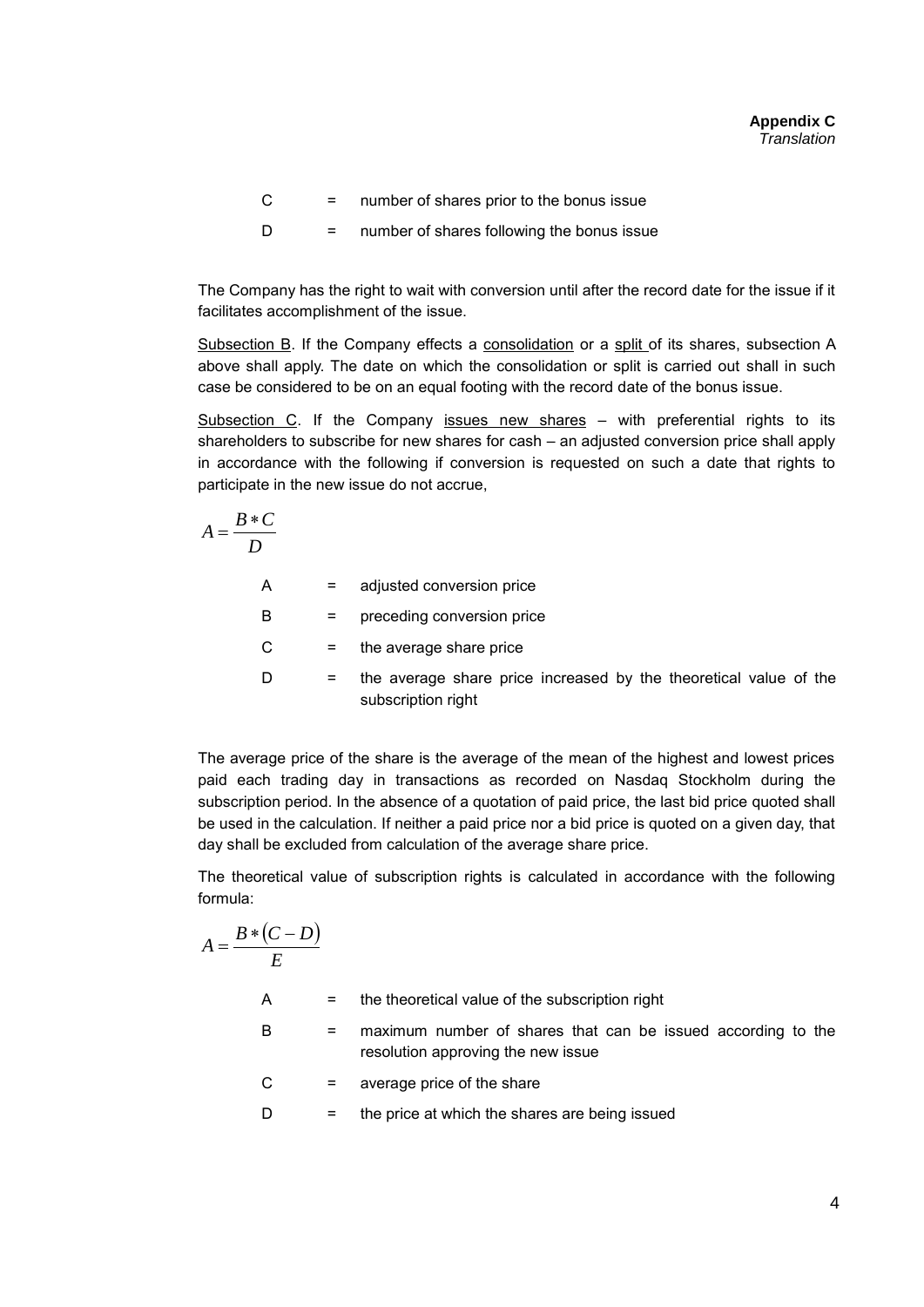C = number of shares prior to the bonus issue

D = number of shares following the bonus issue

The Company has the right to wait with conversion until after the record date for the issue if it facilitates accomplishment of the issue.

Subsection B. If the Company effects a consolidation or a split of its shares, subsection A above shall apply. The date on which the consolidation or split is carried out shall in such case be considered to be on an equal footing with the record date of the bonus issue.

Subsection C. If the Company issues new shares – with preferential rights to its shareholders to subscribe for new shares for cash – an adjusted conversion price shall apply in accordance with the following if conversion is requested on such a date that rights to participate in the new issue do not accrue,

$$A = \frac{B * C}{D}$$

A = adjusted conversion price

B = preceding conversion price

C = the average share price

D = the average share price increased by the theoretical value of the subscription right

The average price of the share is the average of the mean of the highest and lowest prices paid each trading day in transactions as recorded on Nasdaq Stockholm during the subscription period. In the absence of a quotation of paid price, the last bid price quoted shall be used in the calculation. If neither a paid price nor a bid price is quoted on a given day, that day shall be excluded from calculation of the average share price.

The theoretical value of subscription rights is calculated in accordance with the following formula:

$$A = \frac{B * (C - D)}{E}$$

A = the theoretical value of the subscription right

B = maximum number of shares that can be issued according to the resolution approving the new issue

C = average price of the share

D = the price at which the shares are being issued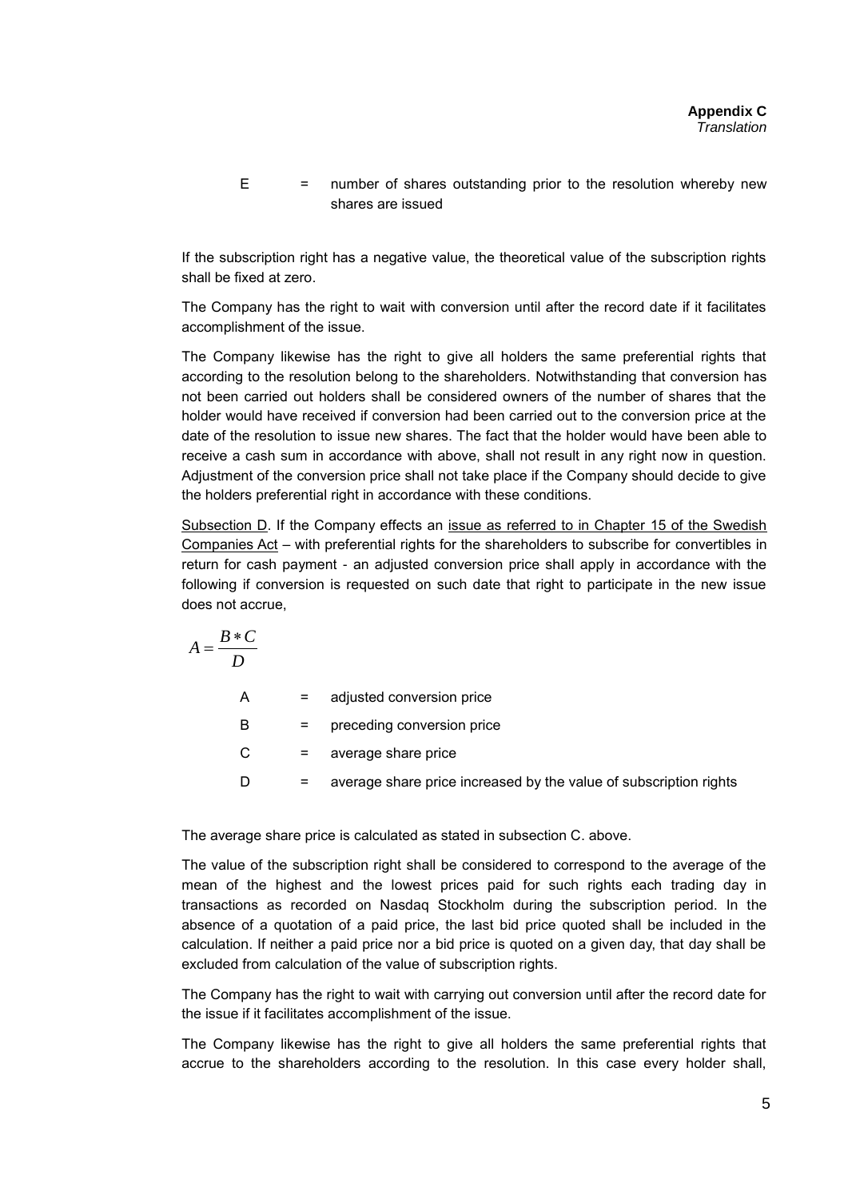| | | |
|---|---|---|
| E | = | number of shares outstanding prior to the resolution whereby new shares are issued |

If the subscription right has a negative value, the theoretical value of the subscription rights shall be fixed at zero.

The Company has the right to wait with conversion until after the record date if it facilitates accomplishment of the issue.

The Company likewise has the right to give all holders the same preferential rights that according to the resolution belong to the shareholders. Notwithstanding that conversion has not been carried out holders shall be considered owners of the number of shares that the holder would have received if conversion had been carried out to the conversion price at the date of the resolution to issue new shares. The fact that the holder would have been able to receive a cash sum in accordance with above, shall not result in any right now in question. Adjustment of the conversion price shall not take place if the Company should decide to give the holders preferential right in accordance with these conditions.

<u>Subsection D</u>. If the Company effects an <u>issue as referred to in Chapter 15 of the Swedish Companies Act</u> – with preferential rights for the shareholders to subscribe for convertibles in return for cash payment - an adjusted conversion price shall apply in accordance with the following if conversion is requested on such date that right to participate in the new issue does not accrue,

$$A = \frac{B * C}{D}$$

| | | |
|---|---|---|
| A | = | adjusted conversion price |
| B | = | preceding conversion price |
| C | = | average share price |
| D | = | average share price increased by the value of subscription rights |

The average share price is calculated as stated in subsection C. above.

The value of the subscription right shall be considered to correspond to the average of the mean of the highest and the lowest prices paid for such rights each trading day in transactions as recorded on Nasdaq Stockholm during the subscription period. In the absence of a quotation of a paid price, the last bid price quoted shall be included in the calculation. If neither a paid price nor a bid price is quoted on a given day, that day shall be excluded from calculation of the value of subscription rights.

The Company has the right to wait with carrying out conversion until after the record date for the issue if it facilitates accomplishment of the issue.

The Company likewise has the right to give all holders the same preferential rights that accrue to the shareholders according to the resolution. In this case every holder shall,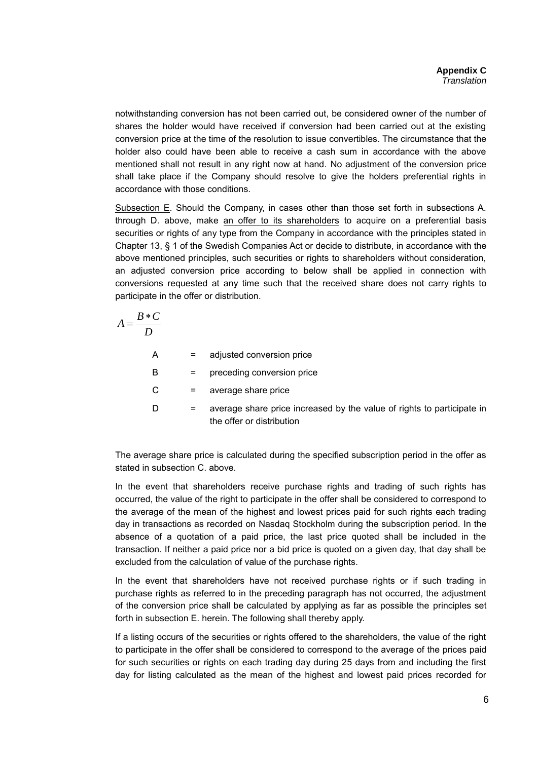notwithstanding conversion has not been carried out, be considered owner of the number of shares the holder would have received if conversion had been carried out at the existing conversion price at the time of the resolution to issue convertibles. The circumstance that the holder also could have been able to receive a cash sum in accordance with the above mentioned shall not result in any right now at hand. No adjustment of the conversion price shall take place if the Company should resolve to give the holders preferential rights in accordance with those conditions.

Subsection E. Should the Company, in cases other than those set forth in subsections A. through D. above, make an offer to its shareholders to acquire on a preferential basis securities or rights of any type from the Company in accordance with the principles stated in Chapter 13, § 1 of the Swedish Companies Act or decide to distribute, in accordance with the above mentioned principles, such securities or rights to shareholders without consideration, an adjusted conversion price according to below shall be applied in connection with conversions requested at any time such that the received share does not carry rights to participate in the offer or distribution.

$$A = \frac{B * C}{D}$$

| | | |
|---|---|---|
| A | = | adjusted conversion price |
| B | = | preceding conversion price |
| C | = | average share price |
| D | = | average share price increased by the value of rights to participate in the offer or distribution |

The average share price is calculated during the specified subscription period in the offer as stated in subsection C. above.

In the event that shareholders receive purchase rights and trading of such rights has occurred, the value of the right to participate in the offer shall be considered to correspond to the average of the mean of the highest and lowest prices paid for such rights each trading day in transactions as recorded on Nasdaq Stockholm during the subscription period. In the absence of a quotation of a paid price, the last price quoted shall be included in the transaction. If neither a paid price nor a bid price is quoted on a given day, that day shall be excluded from the calculation of value of the purchase rights.

In the event that shareholders have not received purchase rights or if such trading in purchase rights as referred to in the preceding paragraph has not occurred, the adjustment of the conversion price shall be calculated by applying as far as possible the principles set forth in subsection E. herein. The following shall thereby apply.

If a listing occurs of the securities or rights offered to the shareholders, the value of the right to participate in the offer shall be considered to correspond to the average of the prices paid for such securities or rights on each trading day during 25 days from and including the first day for listing calculated as the mean of the highest and lowest paid prices recorded for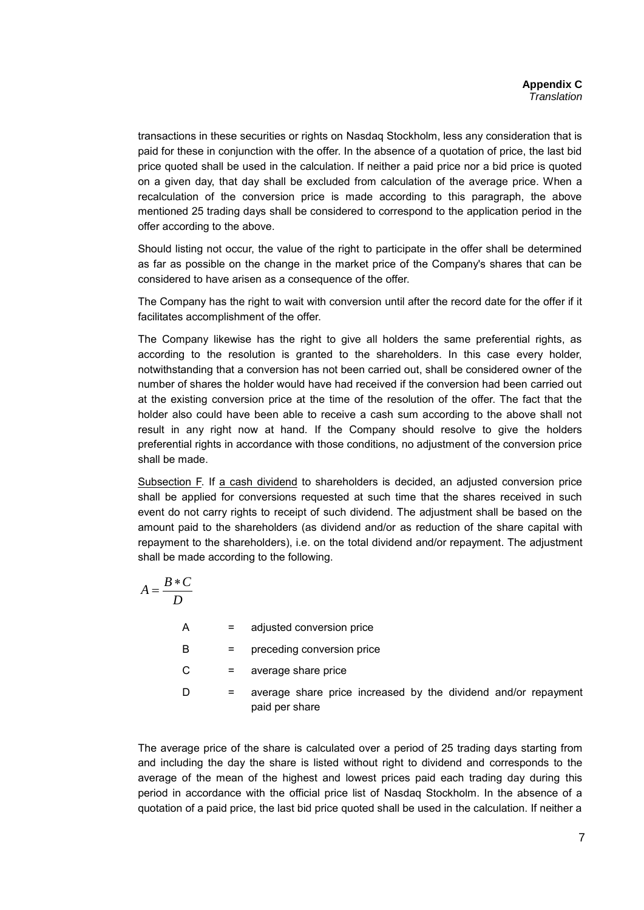transactions in these securities or rights on Nasdaq Stockholm, less any consideration that is paid for these in conjunction with the offer. In the absence of a quotation of price, the last bid price quoted shall be used in the calculation. If neither a paid price nor a bid price is quoted on a given day, that day shall be excluded from calculation of the average price. When a recalculation of the conversion price is made according to this paragraph, the above mentioned 25 trading days shall be considered to correspond to the application period in the offer according to the above.

Should listing not occur, the value of the right to participate in the offer shall be determined as far as possible on the change in the market price of the Company's shares that can be considered to have arisen as a consequence of the offer.

The Company has the right to wait with conversion until after the record date for the offer if it facilitates accomplishment of the offer.

The Company likewise has the right to give all holders the same preferential rights, as according to the resolution is granted to the shareholders. In this case every holder, notwithstanding that a conversion has not been carried out, shall be considered owner of the number of shares the holder would have had received if the conversion had been carried out at the existing conversion price at the time of the resolution of the offer. The fact that the holder also could have been able to receive a cash sum according to the above shall not result in any right now at hand. If the Company should resolve to give the holders preferential rights in accordance with those conditions, no adjustment of the conversion price shall be made.

Subsection F. If a cash dividend to shareholders is decided, an adjusted conversion price shall be applied for conversions requested at such time that the shares received in such event do not carry rights to receipt of such dividend. The adjustment shall be based on the amount paid to the shareholders (as dividend and/or as reduction of the share capital with repayment to the shareholders), i.e. on the total dividend and/or repayment. The adjustment shall be made according to the following.

$$A = \frac{B * C}{D}$$

| | | |
|---|---|---|
| A | = | adjusted conversion price |
| B | = | preceding conversion price |
| C | = | average share price |
| D | = | average share price increased by the dividend and/or repayment paid per share |

The average price of the share is calculated over a period of 25 trading days starting from and including the day the share is listed without right to dividend and corresponds to the average of the mean of the highest and lowest prices paid each trading day during this period in accordance with the official price list of Nasdaq Stockholm. In the absence of a quotation of a paid price, the last bid price quoted shall be used in the calculation. If neither a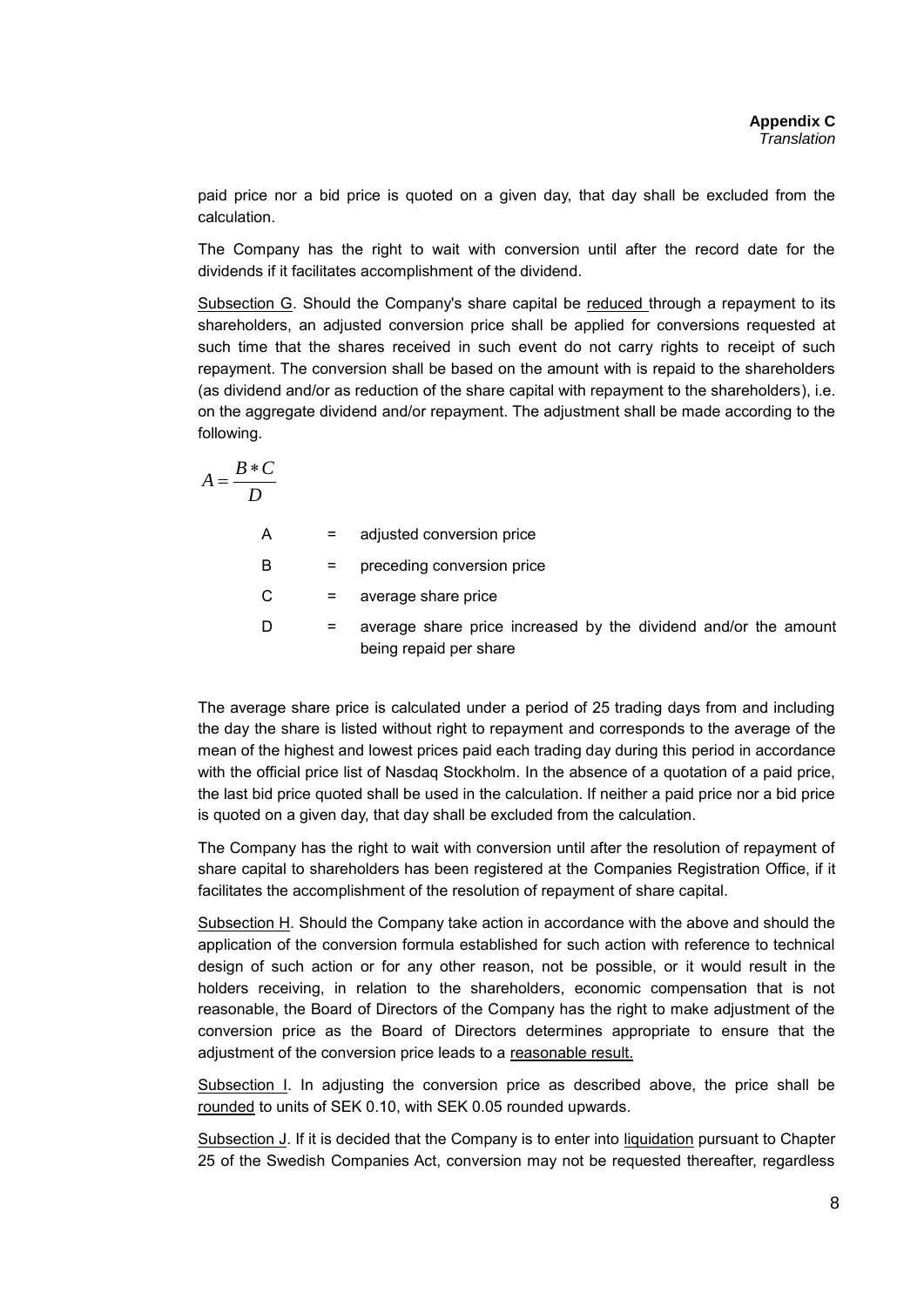paid price nor a bid price is quoted on a given day, that day shall be excluded from the calculation.

The Company has the right to wait with conversion until after the record date for the dividends if it facilitates accomplishment of the dividend.

Subsection G. Should the Company's share capital be reduced through a repayment to its shareholders, an adjusted conversion price shall be applied for conversions requested at such time that the shares received in such event do not carry rights to receipt of such repayment. The conversion shall be based on the amount with is repaid to the shareholders (as dividend and/or as reduction of the share capital with repayment to the shareholders), i.e. on the aggregate dividend and/or repayment. The adjustment shall be made according to the following.

$$A = \frac{B * C}{D}$$

| | | |
|---|---|---|
| A | = | adjusted conversion price |
| B | = | preceding conversion price |
| C | = | average share price |
| D | = | average share price increased by the dividend and/or the amount being repaid per share |

The average share price is calculated under a period of 25 trading days from and including the day the share is listed without right to repayment and corresponds to the average of the mean of the highest and lowest prices paid each trading day during this period in accordance with the official price list of Nasdaq Stockholm. In the absence of a quotation of a paid price, the last bid price quoted shall be used in the calculation. If neither a paid price nor a bid price is quoted on a given day, that day shall be excluded from the calculation.

The Company has the right to wait with conversion until after the resolution of repayment of share capital to shareholders has been registered at the Companies Registration Office, if it facilitates the accomplishment of the resolution of repayment of share capital.

Subsection H. Should the Company take action in accordance with the above and should the application of the conversion formula established for such action with reference to technical design of such action or for any other reason, not be possible, or it would result in the holders receiving, in relation to the shareholders, economic compensation that is not reasonable, the Board of Directors of the Company has the right to make adjustment of the conversion price as the Board of Directors determines appropriate to ensure that the adjustment of the conversion price leads to a reasonable result.

Subsection I. In adjusting the conversion price as described above, the price shall be rounded to units of SEK 0.10, with SEK 0.05 rounded upwards.

Subsection J. If it is decided that the Company is to enter into liquidation pursuant to Chapter 25 of the Swedish Companies Act, conversion may not be requested thereafter, regardless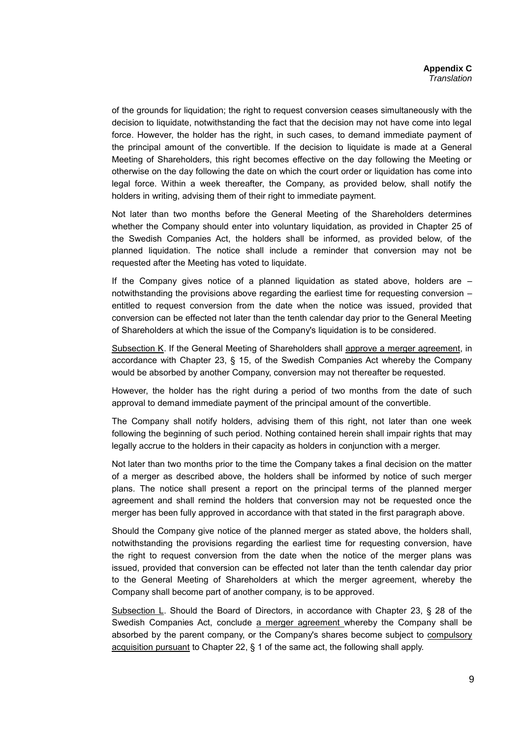of the grounds for liquidation; the right to request conversion ceases simultaneously with the decision to liquidate, notwithstanding the fact that the decision may not have come into legal force. However, the holder has the right, in such cases, to demand immediate payment of the principal amount of the convertible. If the decision to liquidate is made at a General Meeting of Shareholders, this right becomes effective on the day following the Meeting or otherwise on the day following the date on which the court order or liquidation has come into legal force. Within a week thereafter, the Company, as provided below, shall notify the holders in writing, advising them of their right to immediate payment.

Not later than two months before the General Meeting of the Shareholders determines whether the Company should enter into voluntary liquidation, as provided in Chapter 25 of the Swedish Companies Act, the holders shall be informed, as provided below, of the planned liquidation. The notice shall include a reminder that conversion may not be requested after the Meeting has voted to liquidate.

If the Company gives notice of a planned liquidation as stated above, holders are – notwithstanding the provisions above regarding the earliest time for requesting conversion – entitled to request conversion from the date when the notice was issued, provided that conversion can be effected not later than the tenth calendar day prior to the General Meeting of Shareholders at which the issue of the Company's liquidation is to be considered.

Subsection K. If the General Meeting of Shareholders shall approve a merger agreement, in accordance with Chapter 23, § 15, of the Swedish Companies Act whereby the Company would be absorbed by another Company, conversion may not thereafter be requested.

However, the holder has the right during a period of two months from the date of such approval to demand immediate payment of the principal amount of the convertible.

The Company shall notify holders, advising them of this right, not later than one week following the beginning of such period. Nothing contained herein shall impair rights that may legally accrue to the holders in their capacity as holders in conjunction with a merger.

Not later than two months prior to the time the Company takes a final decision on the matter of a merger as described above, the holders shall be informed by notice of such merger plans. The notice shall present a report on the principal terms of the planned merger agreement and shall remind the holders that conversion may not be requested once the merger has been fully approved in accordance with that stated in the first paragraph above.

Should the Company give notice of the planned merger as stated above, the holders shall, notwithstanding the provisions regarding the earliest time for requesting conversion, have the right to request conversion from the date when the notice of the merger plans was issued, provided that conversion can be effected not later than the tenth calendar day prior to the General Meeting of Shareholders at which the merger agreement, whereby the Company shall become part of another company, is to be approved.

Subsection L. Should the Board of Directors, in accordance with Chapter 23, § 28 of the Swedish Companies Act, conclude a merger agreement whereby the Company shall be absorbed by the parent company, or the Company's shares become subject to compulsory acquisition pursuant to Chapter 22, § 1 of the same act, the following shall apply.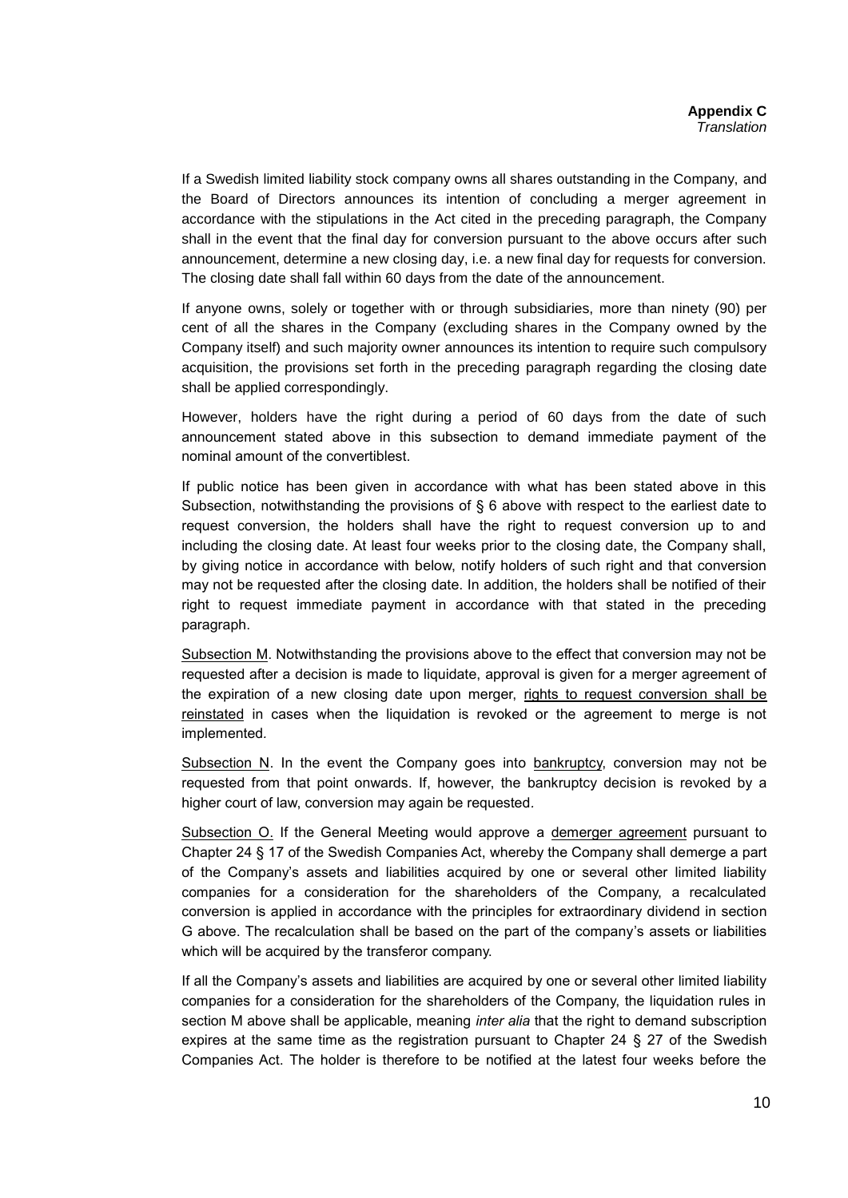If a Swedish limited liability stock company owns all shares outstanding in the Company, and the Board of Directors announces its intention of concluding a merger agreement in accordance with the stipulations in the Act cited in the preceding paragraph, the Company shall in the event that the final day for conversion pursuant to the above occurs after such announcement, determine a new closing day, i.e. a new final day for requests for conversion. The closing date shall fall within 60 days from the date of the announcement.

If anyone owns, solely or together with or through subsidiaries, more than ninety (90) per cent of all the shares in the Company (excluding shares in the Company owned by the Company itself) and such majority owner announces its intention to require such compulsory acquisition, the provisions set forth in the preceding paragraph regarding the closing date shall be applied correspondingly.

However, holders have the right during a period of 60 days from the date of such announcement stated above in this subsection to demand immediate payment of the nominal amount of the convertiblest.

If public notice has been given in accordance with what has been stated above in this Subsection, notwithstanding the provisions of § 6 above with respect to the earliest date to request conversion, the holders shall have the right to request conversion up to and including the closing date. At least four weeks prior to the closing date, the Company shall, by giving notice in accordance with below, notify holders of such right and that conversion may not be requested after the closing date. In addition, the holders shall be notified of their right to request immediate payment in accordance with that stated in the preceding paragraph.

<u>Subsection M</u>. Notwithstanding the provisions above to the effect that conversion may not be requested after a decision is made to liquidate, approval is given for a merger agreement of the expiration of a new closing date upon merger, <u>rights to request conversion shall be reinstated</u> in cases when the liquidation is revoked or the agreement to merge is not implemented.

<u>Subsection N</u>. In the event the Company goes into <u>bankruptcy</u>, conversion may not be requested from that point onwards. If, however, the bankruptcy decision is revoked by a higher court of law, conversion may again be requested.

<u>Subsection O.</u> If the General Meeting would approve a <u>demerger agreement</u> pursuant to Chapter 24 § 17 of the Swedish Companies Act, whereby the Company shall demerge a part of the Company's assets and liabilities acquired by one or several other limited liability companies for a consideration for the shareholders of the Company, a recalculated conversion is applied in accordance with the principles for extraordinary dividend in section G above. The recalculation shall be based on the part of the company's assets or liabilities which will be acquired by the transferor company.

If all the Company's assets and liabilities are acquired by one or several other limited liability companies for a consideration for the shareholders of the Company, the liquidation rules in section M above shall be applicable, meaning *inter alia* that the right to demand subscription expires at the same time as the registration pursuant to Chapter 24 § 27 of the Swedish Companies Act. The holder is therefore to be notified at the latest four weeks before the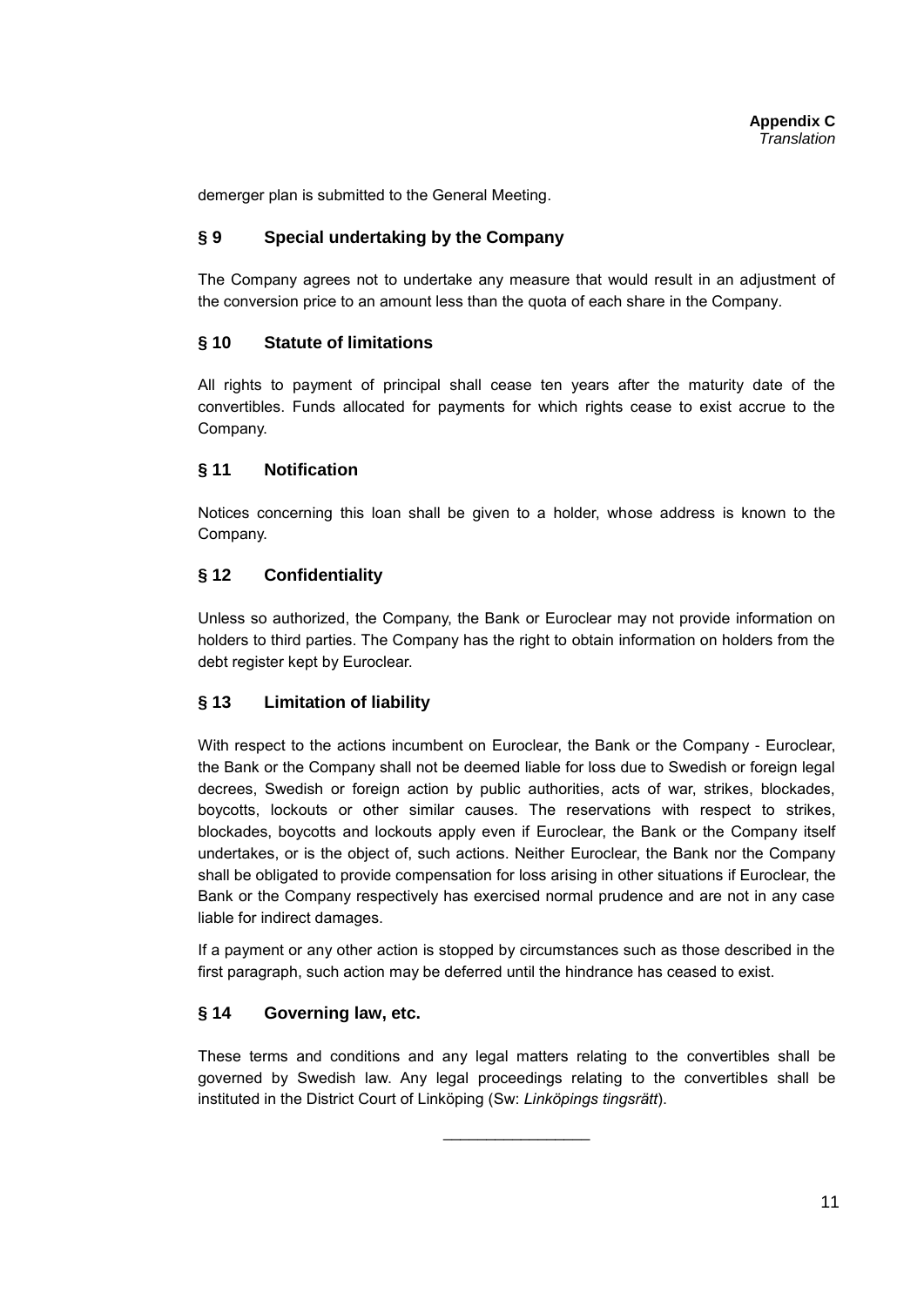demerger plan is submitted to the General Meeting.

## § 9 Special undertaking by the Company

The Company agrees not to undertake any measure that would result in an adjustment of the conversion price to an amount less than the quota of each share in the Company.

## § 10 Statute of limitations

All rights to payment of principal shall cease ten years after the maturity date of the convertibles. Funds allocated for payments for which rights cease to exist accrue to the Company.

## § 11 Notification

Notices concerning this loan shall be given to a holder, whose address is known to the Company.

## § 12 Confidentiality

Unless so authorized, the Company, the Bank or Euroclear may not provide information on holders to third parties. The Company has the right to obtain information on holders from the debt register kept by Euroclear.

## § 13 Limitation of liability

With respect to the actions incumbent on Euroclear, the Bank or the Company - Euroclear, the Bank or the Company shall not be deemed liable for loss due to Swedish or foreign legal decrees, Swedish or foreign action by public authorities, acts of war, strikes, blockades, boycotts, lockouts or other similar causes. The reservations with respect to strikes, blockades, boycotts and lockouts apply even if Euroclear, the Bank or the Company itself undertakes, or is the object of, such actions. Neither Euroclear, the Bank nor the Company shall be obligated to provide compensation for loss arising in other situations if Euroclear, the Bank or the Company respectively has exercised normal prudence and are not in any case liable for indirect damages.

If a payment or any other action is stopped by circumstances such as those described in the first paragraph, such action may be deferred until the hindrance has ceased to exist.

## § 14 Governing law, etc.

These terms and conditions and any legal matters relating to the convertibles shall be governed by Swedish law. Any legal proceedings relating to the convertibles shall be instituted in the District Court of Linköping (Sw: *Linköpings tingsrätt*).

\_\_\_\_\_\_\_\_\_\_\_\_\_\_\_\_\_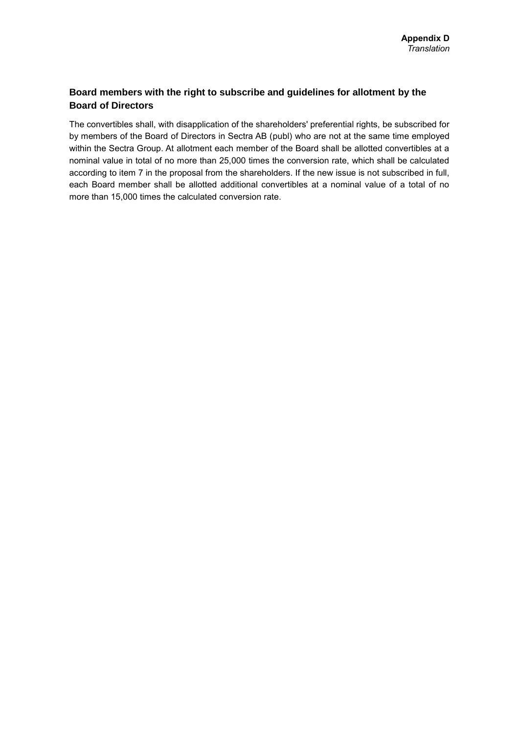**Appendix D**
*Translation*

## Board members with the right to subscribe and guidelines for allotment by the Board of Directors

The convertibles shall, with disapplication of the shareholders' preferential rights, be subscribed for by members of the Board of Directors in Sectra AB (publ) who are not at the same time employed within the Sectra Group. At allotment each member of the Board shall be allotted convertibles at a nominal value in total of no more than 25,000 times the conversion rate, which shall be calculated according to item 7 in the proposal from the shareholders. If the new issue is not subscribed in full, each Board member shall be allotted additional convertibles at a nominal value of a total of no more than 15,000 times the calculated conversion rate.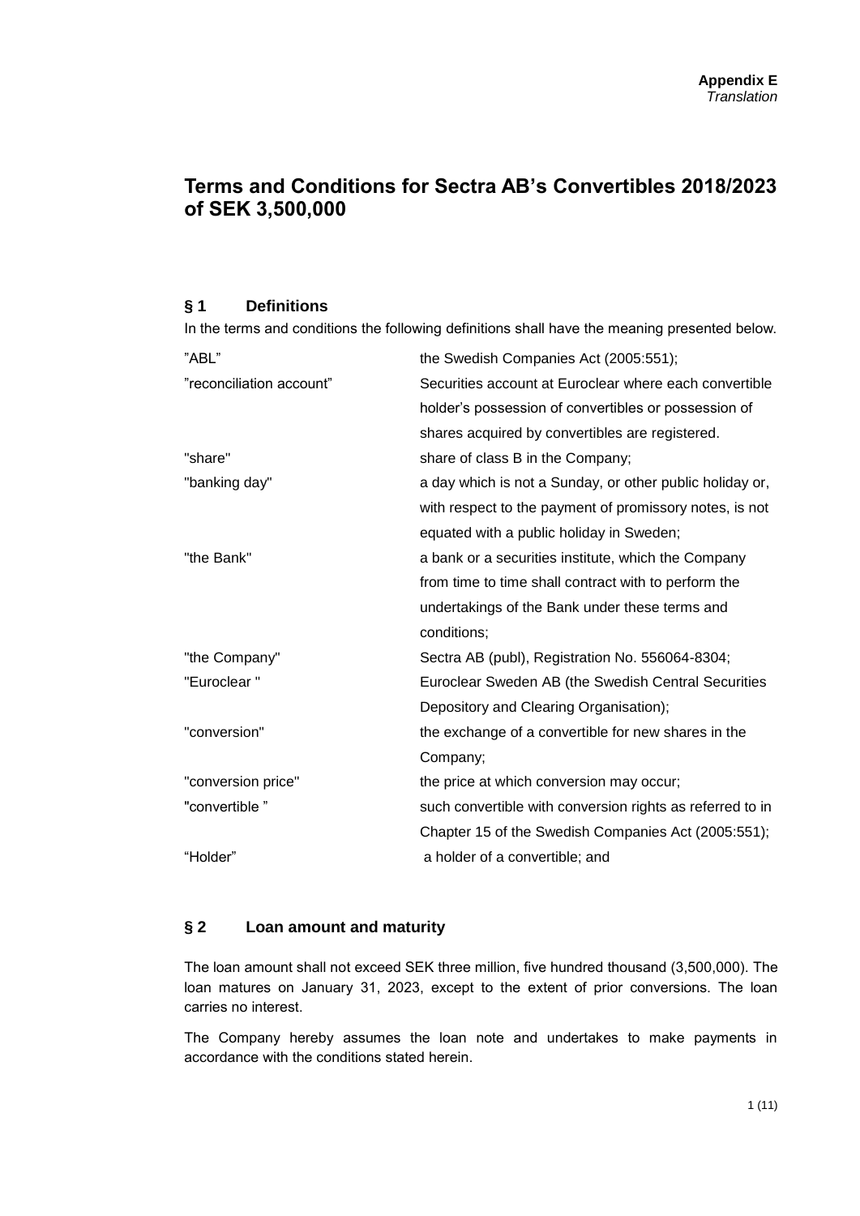**Appendix E**
*Translation*

# Terms and Conditions for Sectra AB's Convertibles 2018/2023 of SEK 3,500,000

## § 1 Definitions

In the terms and conditions the following definitions shall have the meaning presented below.

| | |
|---|---|
| "ABL" | the Swedish Companies Act (2005:551); |
| "reconciliation account" | Securities account at Euroclear where each convertible holder's possession of convertibles or possession of shares acquired by convertibles are registered. |
| "share" | share of class B in the Company; |
| "banking day" | a day which is not a Sunday, or other public holiday or, with respect to the payment of promissory notes, is not equated with a public holiday in Sweden; |
| "the Bank" | a bank or a securities institute, which the Company from time to time shall contract with to perform the undertakings of the Bank under these terms and conditions; |
| "the Company" | Sectra AB (publ), Registration No. 556064-8304; |
| "Euroclear " | Euroclear Sweden AB (the Swedish Central Securities Depository and Clearing Organisation); |
| "conversion" | the exchange of a convertible for new shares in the Company; |
| "conversion price" | the price at which conversion may occur; |
| "convertible " | such convertible with conversion rights as referred to in Chapter 15 of the Swedish Companies Act (2005:551); |
| "Holder" | a holder of a convertible; and |

## § 2 Loan amount and maturity

The loan amount shall not exceed SEK three million, five hundred thousand (3,500,000). The loan matures on January 31, 2023, except to the extent of prior conversions. The loan carries no interest.

The Company hereby assumes the loan note and undertakes to make payments in accordance with the conditions stated herein.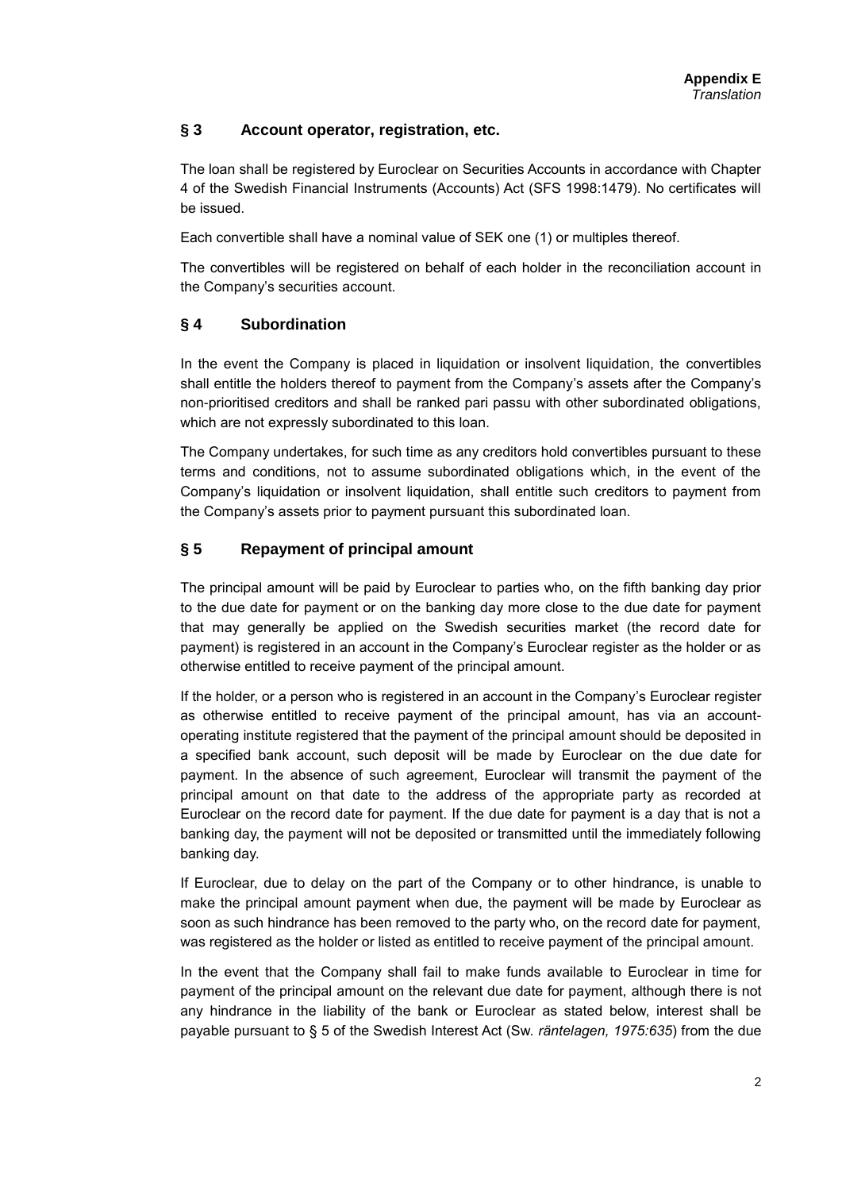**Appendix E**
*Translation*

## § 3 Account operator, registration, etc.

The loan shall be registered by Euroclear on Securities Accounts in accordance with Chapter 4 of the Swedish Financial Instruments (Accounts) Act (SFS 1998:1479). No certificates will be issued.

Each convertible shall have a nominal value of SEK one (1) or multiples thereof.

The convertibles will be registered on behalf of each holder in the reconciliation account in the Company's securities account.

## § 4 Subordination

In the event the Company is placed in liquidation or insolvent liquidation, the convertibles shall entitle the holders thereof to payment from the Company's assets after the Company's non-prioritised creditors and shall be ranked pari passu with other subordinated obligations, which are not expressly subordinated to this loan.

The Company undertakes, for such time as any creditors hold convertibles pursuant to these terms and conditions, not to assume subordinated obligations which, in the event of the Company's liquidation or insolvent liquidation, shall entitle such creditors to payment from the Company's assets prior to payment pursuant this subordinated loan.

## § 5 Repayment of principal amount

The principal amount will be paid by Euroclear to parties who, on the fifth banking day prior to the due date for payment or on the banking day more close to the due date for payment that may generally be applied on the Swedish securities market (the record date for payment) is registered in an account in the Company's Euroclear register as the holder or as otherwise entitled to receive payment of the principal amount.

If the holder, or a person who is registered in an account in the Company's Euroclear register as otherwise entitled to receive payment of the principal amount, has via an account-operating institute registered that the payment of the principal amount should be deposited in a specified bank account, such deposit will be made by Euroclear on the due date for payment. In the absence of such agreement, Euroclear will transmit the payment of the principal amount on that date to the address of the appropriate party as recorded at Euroclear on the record date for payment. If the due date for payment is a day that is not a banking day, the payment will not be deposited or transmitted until the immediately following banking day.

If Euroclear, due to delay on the part of the Company or to other hindrance, is unable to make the principal amount payment when due, the payment will be made by Euroclear as soon as such hindrance has been removed to the party who, on the record date for payment, was registered as the holder or listed as entitled to receive payment of the principal amount.

In the event that the Company shall fail to make funds available to Euroclear in time for payment of the principal amount on the relevant due date for payment, although there is not any hindrance in the liability of the bank or Euroclear as stated below, interest shall be payable pursuant to § 5 of the Swedish Interest Act (Sw. *räntelagen, 1975:635*) from the due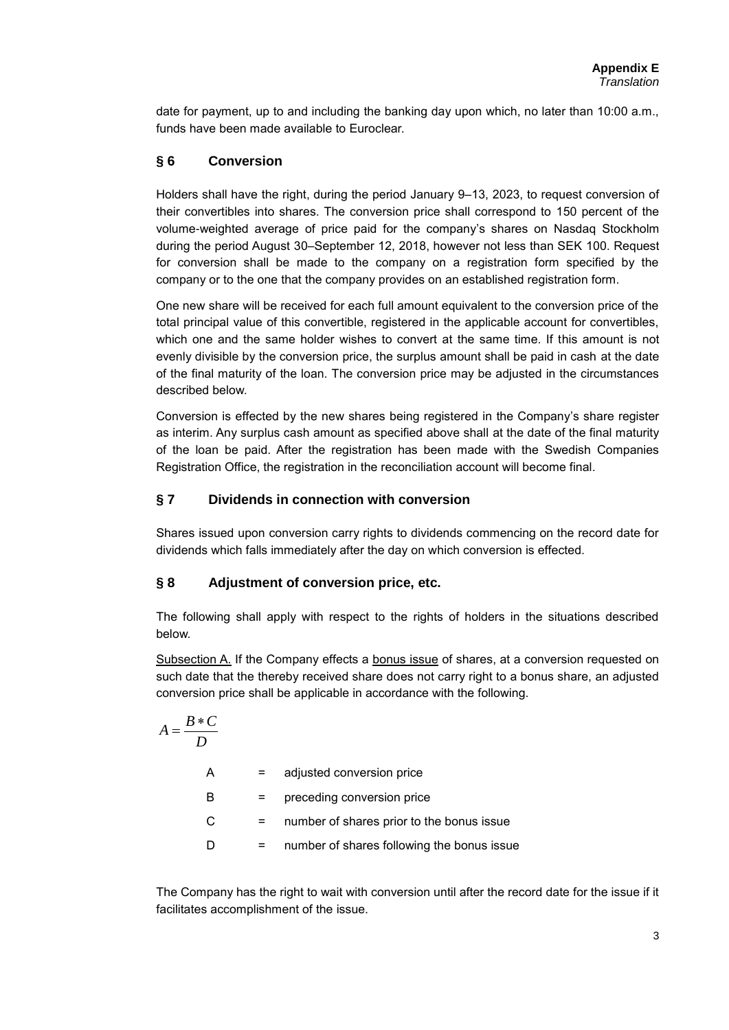date for payment, up to and including the banking day upon which, no later than 10:00 a.m., funds have been made available to Euroclear.

## § 6 Conversion

Holders shall have the right, during the period January 9–13, 2023, to request conversion of their convertibles into shares. The conversion price shall correspond to 150 percent of the volume-weighted average of price paid for the company's shares on Nasdaq Stockholm during the period August 30–September 12, 2018, however not less than SEK 100. Request for conversion shall be made to the company on a registration form specified by the company or to the one that the company provides on an established registration form.

One new share will be received for each full amount equivalent to the conversion price of the total principal value of this convertible, registered in the applicable account for convertibles, which one and the same holder wishes to convert at the same time. If this amount is not evenly divisible by the conversion price, the surplus amount shall be paid in cash at the date of the final maturity of the loan. The conversion price may be adjusted in the circumstances described below.

Conversion is effected by the new shares being registered in the Company's share register as interim. Any surplus cash amount as specified above shall at the date of the final maturity of the loan be paid. After the registration has been made with the Swedish Companies Registration Office, the registration in the reconciliation account will become final.

## § 7 Dividends in connection with conversion

Shares issued upon conversion carry rights to dividends commencing on the record date for dividends which falls immediately after the day on which conversion is effected.

## § 8 Adjustment of conversion price, etc.

The following shall apply with respect to the rights of holders in the situations described below.

Subsection A. If the Company effects a bonus issue of shares, at a conversion requested on such date that the thereby received share does not carry right to a bonus share, an adjusted conversion price shall be applicable in accordance with the following.

$$A = \frac{B * C}{D}$$

| | | |
|---|---|---|
| A | = | adjusted conversion price |
| B | = | preceding conversion price |
| C | = | number of shares prior to the bonus issue |
| D | = | number of shares following the bonus issue |

The Company has the right to wait with conversion until after the record date for the issue if it facilitates accomplishment of the issue.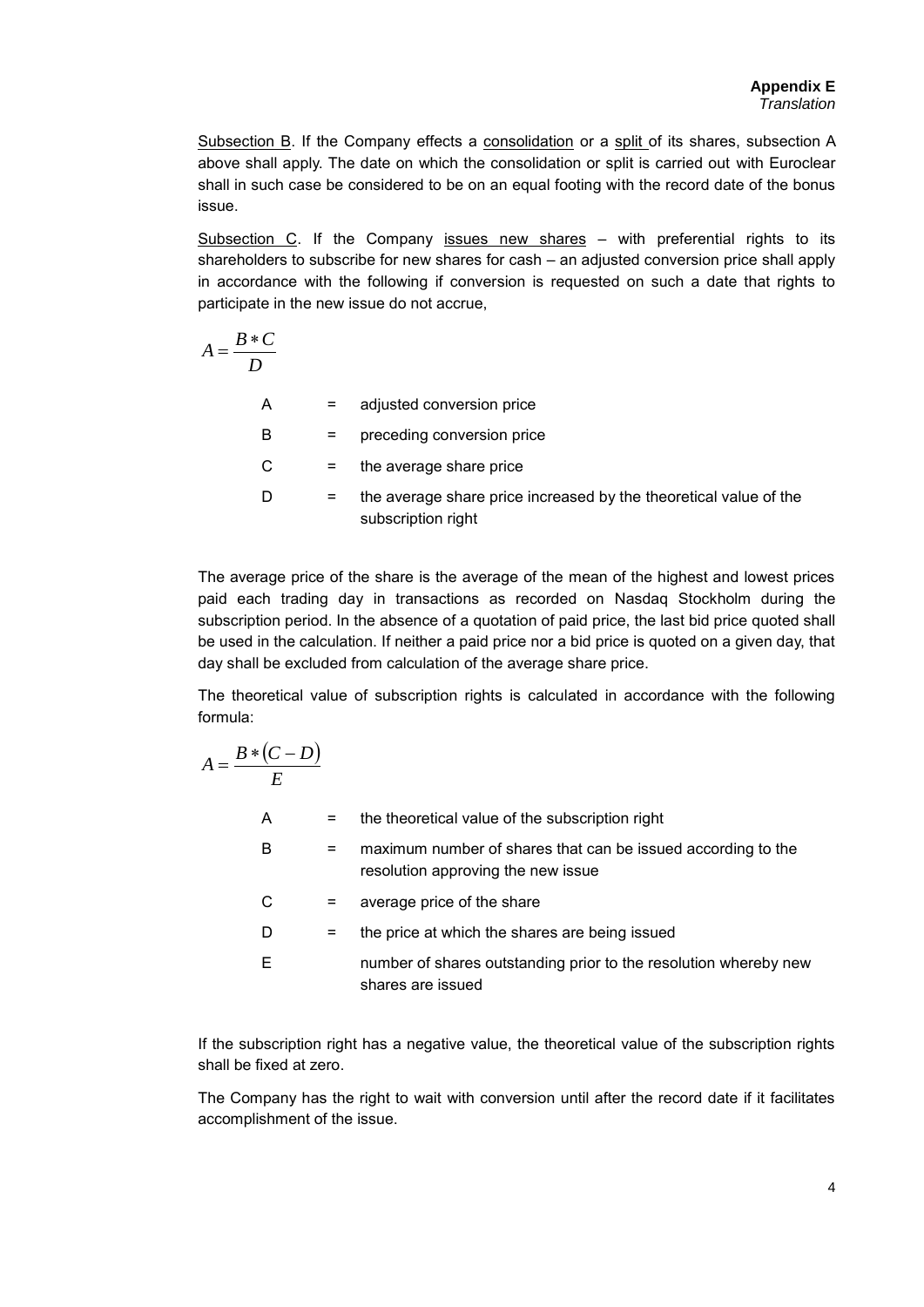**Appendix E**
*Translation*

Subsection B. If the Company effects a consolidation or a split of its shares, subsection A above shall apply. The date on which the consolidation or split is carried out with Euroclear shall in such case be considered to be on an equal footing with the record date of the bonus issue.

Subsection C. If the Company issues new shares – with preferential rights to its shareholders to subscribe for new shares for cash – an adjusted conversion price shall apply in accordance with the following if conversion is requested on such a date that rights to participate in the new issue do not accrue,

$$A = \frac{B * C}{D}$$

| | | |
|---|---|---|
| A | = | adjusted conversion price |
| B | = | preceding conversion price |
| C | = | the average share price |
| D | = | the average share price increased by the theoretical value of the subscription right |

The average price of the share is the average of the mean of the highest and lowest prices paid each trading day in transactions as recorded on Nasdaq Stockholm during the subscription period. In the absence of a quotation of paid price, the last bid price quoted shall be used in the calculation. If neither a paid price nor a bid price is quoted on a given day, that day shall be excluded from calculation of the average share price.

The theoretical value of subscription rights is calculated in accordance with the following formula:

$$A = \frac{B * (C - D)}{E}$$

| | | |
|---|---|---|
| A | = | the theoretical value of the subscription right |
| B | = | maximum number of shares that can be issued according to the resolution approving the new issue |
| C | = | average price of the share |
| D | = | the price at which the shares are being issued |
| E | | number of shares outstanding prior to the resolution whereby new shares are issued |

If the subscription right has a negative value, the theoretical value of the subscription rights shall be fixed at zero.

The Company has the right to wait with conversion until after the record date if it facilitates accomplishment of the issue.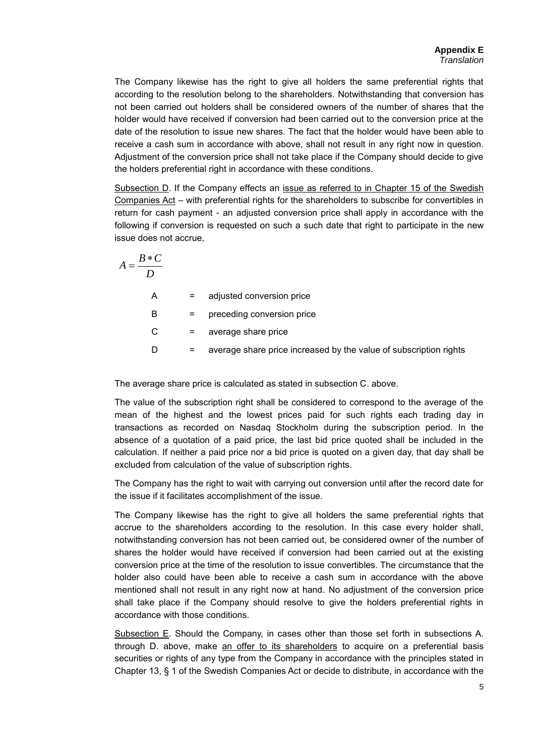The Company likewise has the right to give all holders the same preferential rights that according to the resolution belong to the shareholders. Notwithstanding that conversion has not been carried out holders shall be considered owners of the number of shares that the holder would have received if conversion had been carried out to the conversion price at the date of the resolution to issue new shares. The fact that the holder would have been able to receive a cash sum in accordance with above, shall not result in any right now in question. Adjustment of the conversion price shall not take place if the Company should decide to give the holders preferential right in accordance with these conditions.

Subsection D. If the Company effects an issue as referred to in Chapter 15 of the Swedish Companies Act – with preferential rights for the shareholders to subscribe for convertibles in return for cash payment - an adjusted conversion price shall apply in accordance with the following if conversion is requested on such a such date that right to participate in the new issue does not accrue,

$$A = \frac{B * C}{D}$$

| | | |
|---|---|---|
| A | = | adjusted conversion price |
| B | = | preceding conversion price |
| C | = | average share price |
| D | = | average share price increased by the value of subscription rights |

The average share price is calculated as stated in subsection C. above.

The value of the subscription right shall be considered to correspond to the average of the mean of the highest and the lowest prices paid for such rights each trading day in transactions as recorded on Nasdaq Stockholm during the subscription period. In the absence of a quotation of a paid price, the last bid price quoted shall be included in the calculation. If neither a paid price nor a bid price is quoted on a given day, that day shall be excluded from calculation of the value of subscription rights.

The Company has the right to wait with carrying out conversion until after the record date for the issue if it facilitates accomplishment of the issue.

The Company likewise has the right to give all holders the same preferential rights that accrue to the shareholders according to the resolution. In this case every holder shall, notwithstanding conversion has not been carried out, be considered owner of the number of shares the holder would have received if conversion had been carried out at the existing conversion price at the time of the resolution to issue convertibles. The circumstance that the holder also could have been able to receive a cash sum in accordance with the above mentioned shall not result in any right now at hand. No adjustment of the conversion price shall take place if the Company should resolve to give the holders preferential rights in accordance with those conditions.

Subsection E. Should the Company, in cases other than those set forth in subsections A. through D. above, make an offer to its shareholders to acquire on a preferential basis securities or rights of any type from the Company in accordance with the principles stated in Chapter 13, § 1 of the Swedish Companies Act or decide to distribute, in accordance with the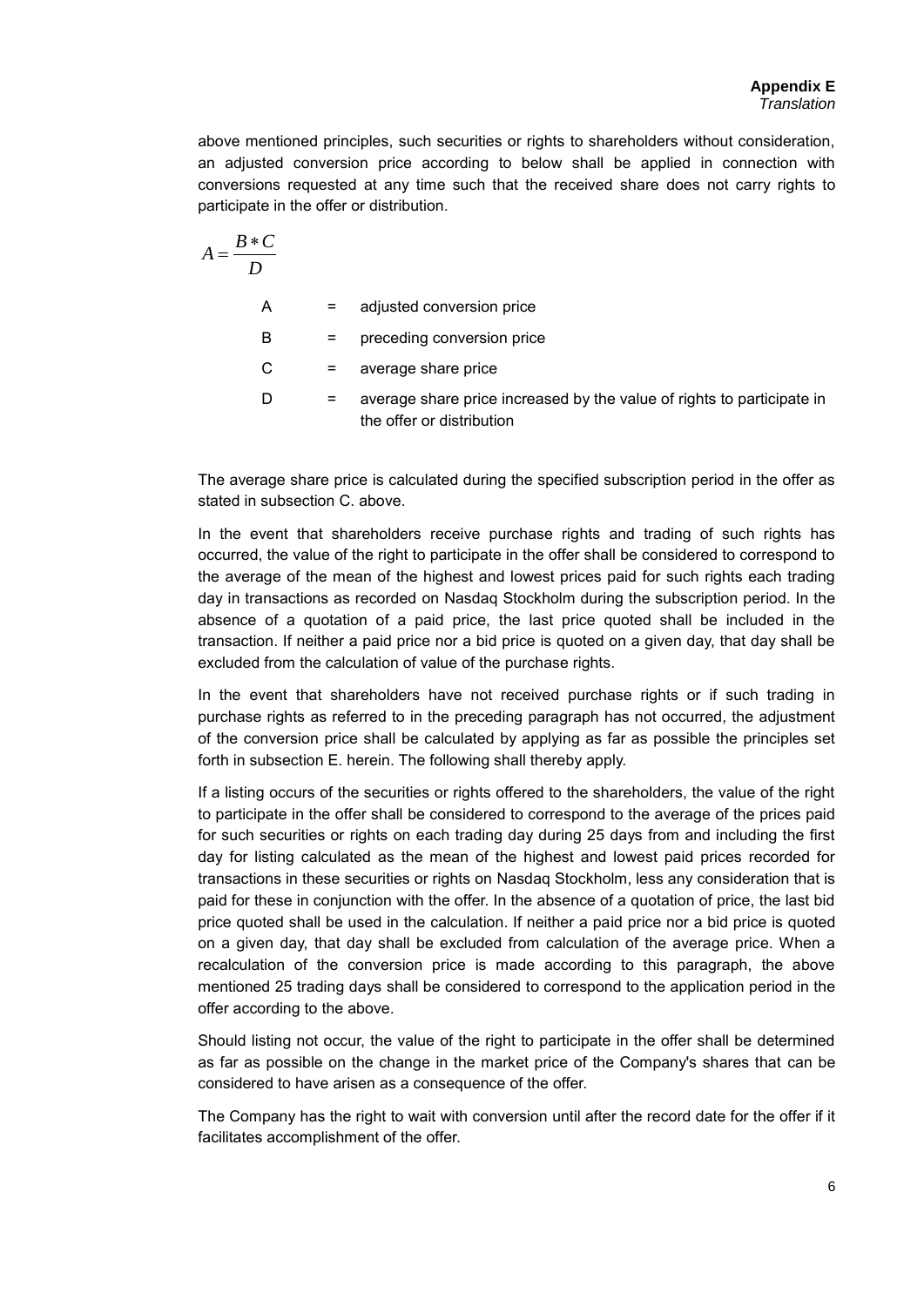above mentioned principles, such securities or rights to shareholders without consideration, an adjusted conversion price according to below shall be applied in connection with conversions requested at any time such that the received share does not carry rights to participate in the offer or distribution.

$$A = \frac{B * C}{D}$$

| | | |
|---|---|---|
| A | = | adjusted conversion price |
| B | = | preceding conversion price |
| C | = | average share price |
| D | = | average share price increased by the value of rights to participate in the offer or distribution |

The average share price is calculated during the specified subscription period in the offer as stated in subsection C. above.

In the event that shareholders receive purchase rights and trading of such rights has occurred, the value of the right to participate in the offer shall be considered to correspond to the average of the mean of the highest and lowest prices paid for such rights each trading day in transactions as recorded on Nasdaq Stockholm during the subscription period. In the absence of a quotation of a paid price, the last price quoted shall be included in the transaction. If neither a paid price nor a bid price is quoted on a given day, that day shall be excluded from the calculation of value of the purchase rights.

In the event that shareholders have not received purchase rights or if such trading in purchase rights as referred to in the preceding paragraph has not occurred, the adjustment of the conversion price shall be calculated by applying as far as possible the principles set forth in subsection E. herein. The following shall thereby apply.

If a listing occurs of the securities or rights offered to the shareholders, the value of the right to participate in the offer shall be considered to correspond to the average of the prices paid for such securities or rights on each trading day during 25 days from and including the first day for listing calculated as the mean of the highest and lowest paid prices recorded for transactions in these securities or rights on Nasdaq Stockholm, less any consideration that is paid for these in conjunction with the offer. In the absence of a quotation of price, the last bid price quoted shall be used in the calculation. If neither a paid price nor a bid price is quoted on a given day, that day shall be excluded from calculation of the average price. When a recalculation of the conversion price is made according to this paragraph, the above mentioned 25 trading days shall be considered to correspond to the application period in the offer according to the above.

Should listing not occur, the value of the right to participate in the offer shall be determined as far as possible on the change in the market price of the Company's shares that can be considered to have arisen as a consequence of the offer.

The Company has the right to wait with conversion until after the record date for the offer if it facilitates accomplishment of the offer.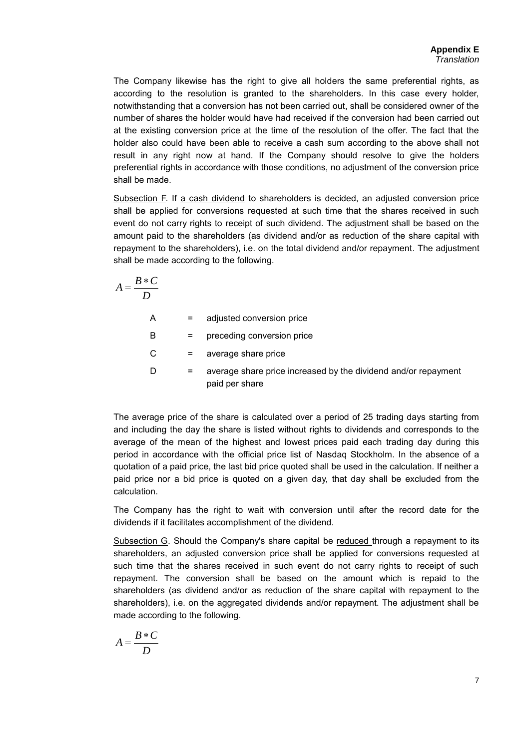**Appendix E**
*Translation*

The Company likewise has the right to give all holders the same preferential rights, as according to the resolution is granted to the shareholders. In this case every holder, notwithstanding that a conversion has not been carried out, shall be considered owner of the number of shares the holder would have had received if the conversion had been carried out at the existing conversion price at the time of the resolution of the offer. The fact that the holder also could have been able to receive a cash sum according to the above shall not result in any right now at hand. If the Company should resolve to give the holders preferential rights in accordance with those conditions, no adjustment of the conversion price shall be made.

Subsection F. If a cash dividend to shareholders is decided, an adjusted conversion price shall be applied for conversions requested at such time that the shares received in such event do not carry rights to receipt of such dividend. The adjustment shall be based on the amount paid to the shareholders (as dividend and/or as reduction of the share capital with repayment to the shareholders), i.e. on the total dividend and/or repayment. The adjustment shall be made according to the following.

$$A = \frac{B * C}{D}$$

| | | |
|---|---|---|
| A | = | adjusted conversion price |
| B | = | preceding conversion price |
| C | = | average share price |
| D | = | average share price increased by the dividend and/or repayment paid per share |

The average price of the share is calculated over a period of 25 trading days starting from and including the day the share is listed without rights to dividends and corresponds to the average of the mean of the highest and lowest prices paid each trading day during this period in accordance with the official price list of Nasdaq Stockholm. In the absence of a quotation of a paid price, the last bid price quoted shall be used in the calculation. If neither a paid price nor a bid price is quoted on a given day, that day shall be excluded from the calculation.

The Company has the right to wait with conversion until after the record date for the dividends if it facilitates accomplishment of the dividend.

Subsection G. Should the Company's share capital be reduced through a repayment to its shareholders, an adjusted conversion price shall be applied for conversions requested at such time that the shares received in such event do not carry rights to receipt of such repayment. The conversion shall be based on the amount which is repaid to the shareholders (as dividend and/or as reduction of the share capital with repayment to the shareholders), i.e. on the aggregated dividends and/or repayment. The adjustment shall be made according to the following.

$$A = \frac{B * C}{D}$$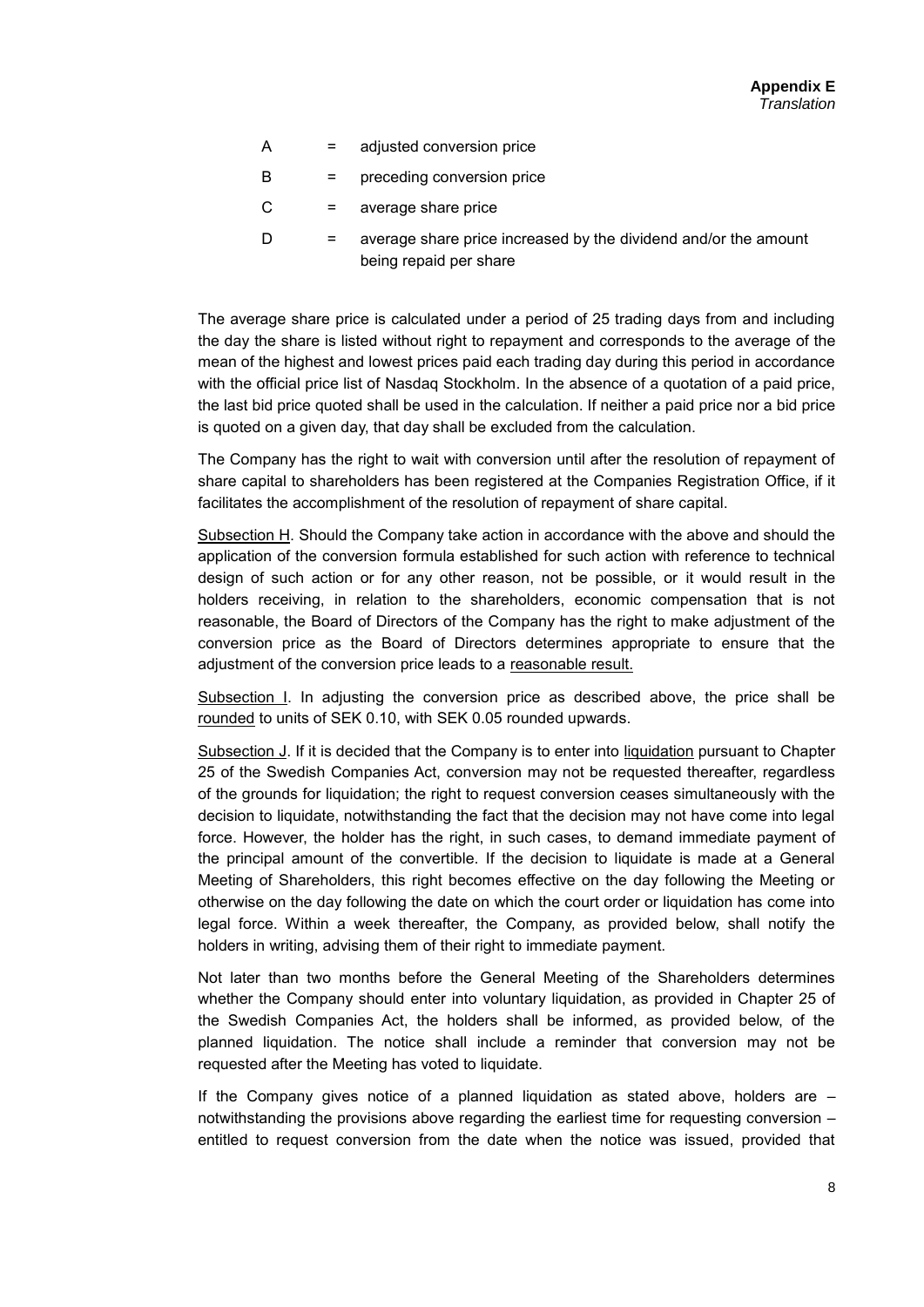| | | |
|---|---|---|
| A | = | adjusted conversion price |
| B | = | preceding conversion price |
| C | = | average share price |
| D | = | average share price increased by the dividend and/or the amount being repaid per share |

The average share price is calculated under a period of 25 trading days from and including the day the share is listed without right to repayment and corresponds to the average of the mean of the highest and lowest prices paid each trading day during this period in accordance with the official price list of Nasdaq Stockholm. In the absence of a quotation of a paid price, the last bid price quoted shall be used in the calculation. If neither a paid price nor a bid price is quoted on a given day, that day shall be excluded from the calculation.

The Company has the right to wait with conversion until after the resolution of repayment of share capital to shareholders has been registered at the Companies Registration Office, if it facilitates the accomplishment of the resolution of repayment of share capital.

Subsection H. Should the Company take action in accordance with the above and should the application of the conversion formula established for such action with reference to technical design of such action or for any other reason, not be possible, or it would result in the holders receiving, in relation to the shareholders, economic compensation that is not reasonable, the Board of Directors of the Company has the right to make adjustment of the conversion price as the Board of Directors determines appropriate to ensure that the adjustment of the conversion price leads to a reasonable result.

Subsection I. In adjusting the conversion price as described above, the price shall be rounded to units of SEK 0.10, with SEK 0.05 rounded upwards.

Subsection J. If it is decided that the Company is to enter into liquidation pursuant to Chapter 25 of the Swedish Companies Act, conversion may not be requested thereafter, regardless of the grounds for liquidation; the right to request conversion ceases simultaneously with the decision to liquidate, notwithstanding the fact that the decision may not have come into legal force. However, the holder has the right, in such cases, to demand immediate payment of the principal amount of the convertible. If the decision to liquidate is made at a General Meeting of Shareholders, this right becomes effective on the day following the Meeting or otherwise on the day following the date on which the court order or liquidation has come into legal force. Within a week thereafter, the Company, as provided below, shall notify the holders in writing, advising them of their right to immediate payment.

Not later than two months before the General Meeting of the Shareholders determines whether the Company should enter into voluntary liquidation, as provided in Chapter 25 of the Swedish Companies Act, the holders shall be informed, as provided below, of the planned liquidation. The notice shall include a reminder that conversion may not be requested after the Meeting has voted to liquidate.

If the Company gives notice of a planned liquidation as stated above, holders are – notwithstanding the provisions above regarding the earliest time for requesting conversion – entitled to request conversion from the date when the notice was issued, provided that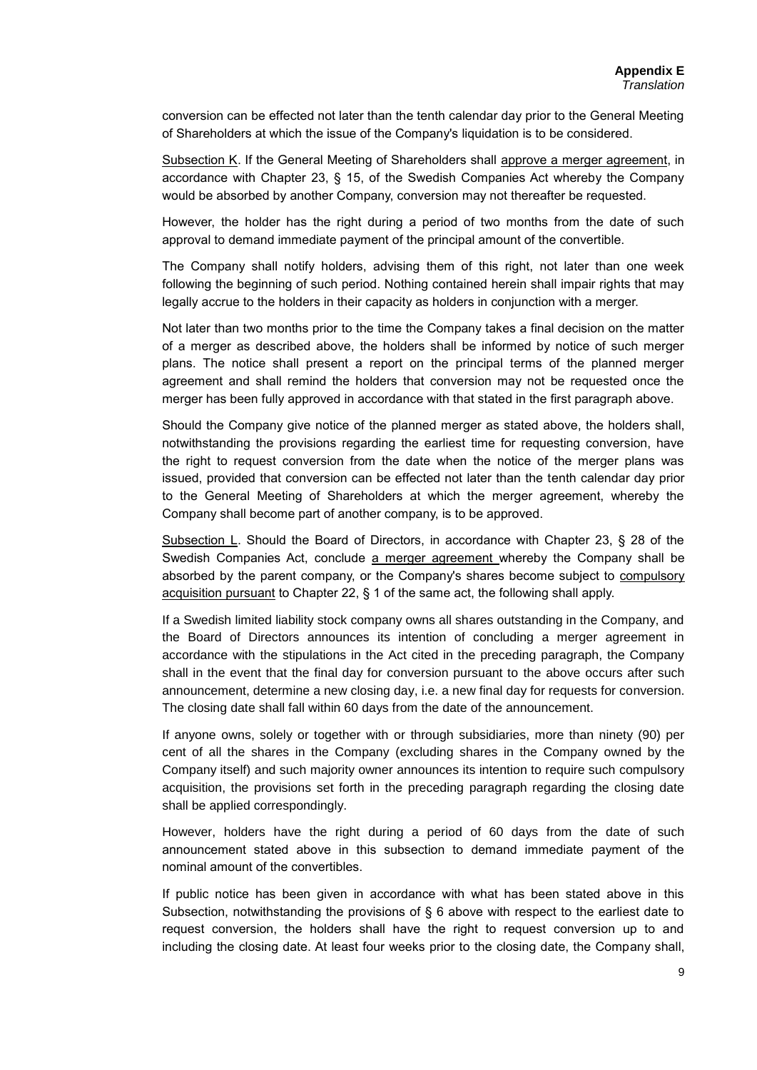conversion can be effected not later than the tenth calendar day prior to the General Meeting of Shareholders at which the issue of the Company's liquidation is to be considered.

Subsection K. If the General Meeting of Shareholders shall approve a merger agreement, in accordance with Chapter 23, § 15, of the Swedish Companies Act whereby the Company would be absorbed by another Company, conversion may not thereafter be requested.

However, the holder has the right during a period of two months from the date of such approval to demand immediate payment of the principal amount of the convertible.

The Company shall notify holders, advising them of this right, not later than one week following the beginning of such period. Nothing contained herein shall impair rights that may legally accrue to the holders in their capacity as holders in conjunction with a merger.

Not later than two months prior to the time the Company takes a final decision on the matter of a merger as described above, the holders shall be informed by notice of such merger plans. The notice shall present a report on the principal terms of the planned merger agreement and shall remind the holders that conversion may not be requested once the merger has been fully approved in accordance with that stated in the first paragraph above.

Should the Company give notice of the planned merger as stated above, the holders shall, notwithstanding the provisions regarding the earliest time for requesting conversion, have the right to request conversion from the date when the notice of the merger plans was issued, provided that conversion can be effected not later than the tenth calendar day prior to the General Meeting of Shareholders at which the merger agreement, whereby the Company shall become part of another company, is to be approved.

Subsection L. Should the Board of Directors, in accordance with Chapter 23, § 28 of the Swedish Companies Act, conclude a merger agreement whereby the Company shall be absorbed by the parent company, or the Company's shares become subject to compulsory acquisition pursuant to Chapter 22, § 1 of the same act, the following shall apply.

If a Swedish limited liability stock company owns all shares outstanding in the Company, and the Board of Directors announces its intention of concluding a merger agreement in accordance with the stipulations in the Act cited in the preceding paragraph, the Company shall in the event that the final day for conversion pursuant to the above occurs after such announcement, determine a new closing day, i.e. a new final day for requests for conversion. The closing date shall fall within 60 days from the date of the announcement.

If anyone owns, solely or together with or through subsidiaries, more than ninety (90) per cent of all the shares in the Company (excluding shares in the Company owned by the Company itself) and such majority owner announces its intention to require such compulsory acquisition, the provisions set forth in the preceding paragraph regarding the closing date shall be applied correspondingly.

However, holders have the right during a period of 60 days from the date of such announcement stated above in this subsection to demand immediate payment of the nominal amount of the convertibles.

If public notice has been given in accordance with what has been stated above in this Subsection, notwithstanding the provisions of § 6 above with respect to the earliest date to request conversion, the holders shall have the right to request conversion up to and including the closing date. At least four weeks prior to the closing date, the Company shall,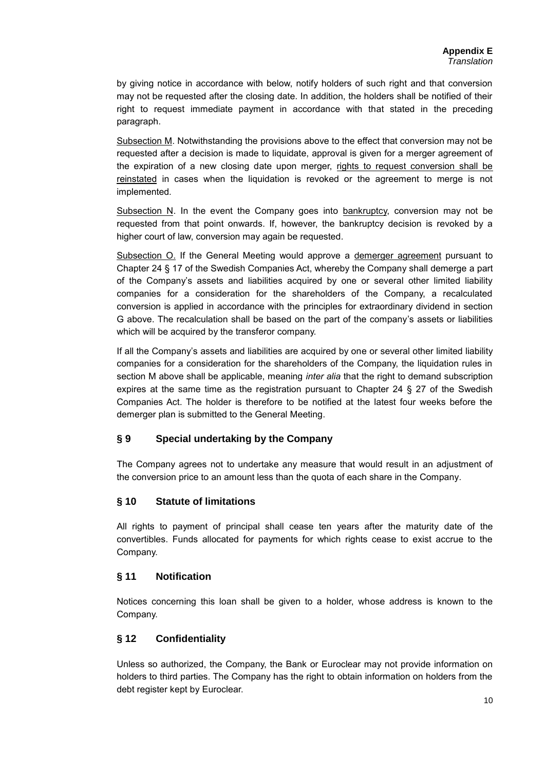**Appendix E**
*Translation*

by giving notice in accordance with below, notify holders of such right and that conversion may not be requested after the closing date. In addition, the holders shall be notified of their right to request immediate payment in accordance with that stated in the preceding paragraph.

<u>Subsection M</u>. Notwithstanding the provisions above to the effect that conversion may not be requested after a decision is made to liquidate, approval is given for a merger agreement of the expiration of a new closing date upon merger, <u>rights to request conversion shall be reinstated</u> in cases when the liquidation is revoked or the agreement to merge is not implemented.

<u>Subsection N</u>. In the event the Company goes into <u>bankruptcy</u>, conversion may not be requested from that point onwards. If, however, the bankruptcy decision is revoked by a higher court of law, conversion may again be requested.

<u>Subsection O.</u> If the General Meeting would approve a <u>demerger agreement</u> pursuant to Chapter 24 § 17 of the Swedish Companies Act, whereby the Company shall demerge a part of the Company's assets and liabilities acquired by one or several other limited liability companies for a consideration for the shareholders of the Company, a recalculated conversion is applied in accordance with the principles for extraordinary dividend in section G above. The recalculation shall be based on the part of the company's assets or liabilities which will be acquired by the transferor company.

If all the Company's assets and liabilities are acquired by one or several other limited liability companies for a consideration for the shareholders of the Company, the liquidation rules in section M above shall be applicable, meaning *inter alia* that the right to demand subscription expires at the same time as the registration pursuant to Chapter 24 § 27 of the Swedish Companies Act. The holder is therefore to be notified at the latest four weeks before the demerger plan is submitted to the General Meeting.

## § 9 Special undertaking by the Company

The Company agrees not to undertake any measure that would result in an adjustment of the conversion price to an amount less than the quota of each share in the Company.

## § 10 Statute of limitations

All rights to payment of principal shall cease ten years after the maturity date of the convertibles. Funds allocated for payments for which rights cease to exist accrue to the Company.

## § 11 Notification

Notices concerning this loan shall be given to a holder, whose address is known to the Company.

## § 12 Confidentiality

Unless so authorized, the Company, the Bank or Euroclear may not provide information on holders to third parties. The Company has the right to obtain information on holders from the debt register kept by Euroclear.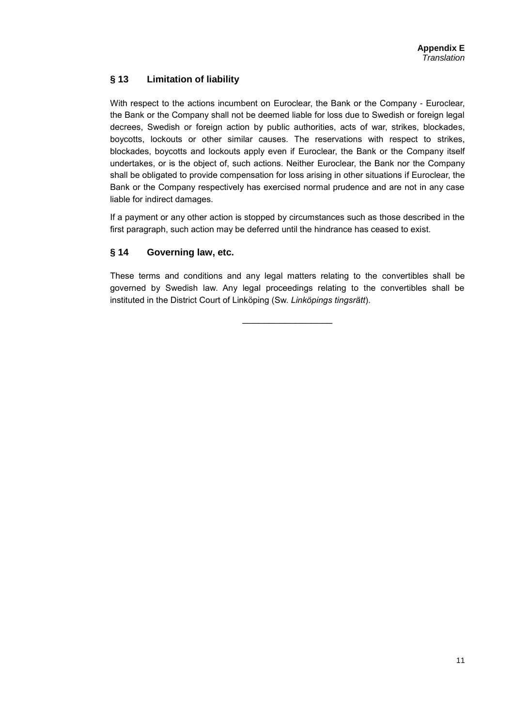**Appendix E**
*Translation*

## § 13 Limitation of liability

With respect to the actions incumbent on Euroclear, the Bank or the Company - Euroclear, the Bank or the Company shall not be deemed liable for loss due to Swedish or foreign legal decrees, Swedish or foreign action by public authorities, acts of war, strikes, blockades, boycotts, lockouts or other similar causes. The reservations with respect to strikes, blockades, boycotts and lockouts apply even if Euroclear, the Bank or the Company itself undertakes, or is the object of, such actions. Neither Euroclear, the Bank nor the Company shall be obligated to provide compensation for loss arising in other situations if Euroclear, the Bank or the Company respectively has exercised normal prudence and are not in any case liable for indirect damages.

If a payment or any other action is stopped by circumstances such as those described in the first paragraph, such action may be deferred until the hindrance has ceased to exist.

## § 14 Governing law, etc.

These terms and conditions and any legal matters relating to the convertibles shall be governed by Swedish law. Any legal proceedings relating to the convertibles shall be instituted in the District Court of Linköping (Sw. *Linköpings tingsrätt*).

\_\_\_\_\_\_\_\_\_\_\_\_\_\_\_\_\_\_